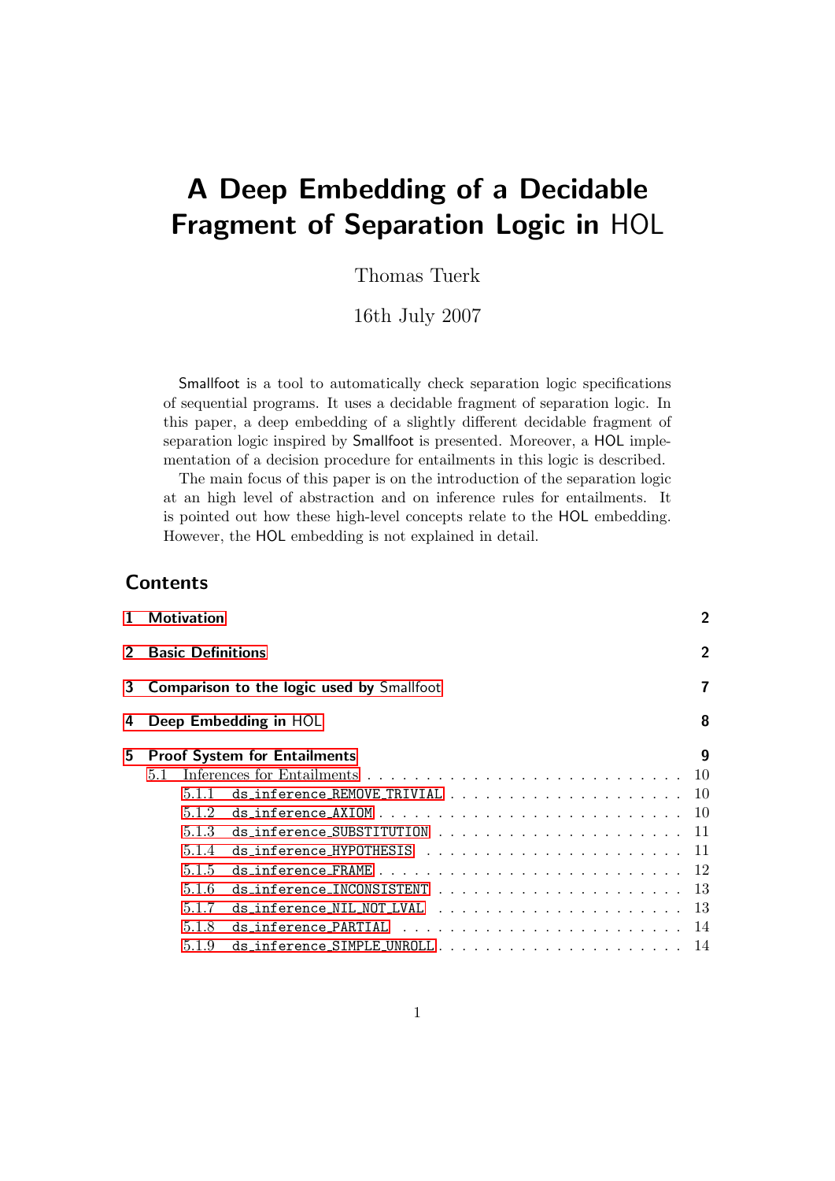# A Deep Embedding of a Decidable Fragment of Separation Logic in HOL

Thomas Tuerk

16th July 2007

Smallfoot is a tool to automatically check separation logic specifications of sequential programs. It uses a decidable fragment of separation logic. In this paper, a deep embedding of a slightly different decidable fragment of separation logic inspired by Smallfoot is presented. Moreover, a HOL implementation of a decision procedure for entailments in this logic is described.

The main focus of this paper is on the introduction of the separation logic at an high level of abstraction and on inference rules for entailments. It is pointed out how these high-level concepts relate to the HOL embedding. However, the HOL embedding is not explained in detail.

## Contents

- **1 Motivation** — 2
- **2 Basic Definitions** — 2
- **3 Comparison to the logic used by Smallfoot** — 7
- **4 Deep Embedding in HOL** — 8
- **5 Proof System for Entailments** — 9
  - 5.1 Inferences for Entailments — 10
    - 5.1.1 `ds_inference_REMOVE_TRIVIAL` — 10
    - 5.1.2 `ds_inference_AXIOM` — 10
    - 5.1.3 `ds_inference_SUBSTITUTION` — 11
    - 5.1.4 `ds_inference_HYPOTHESIS` — 11
    - 5.1.5 `ds_inference_FRAME` — 12
    - 5.1.6 `ds_inference_INCONSISTENT` — 13
    - 5.1.7 `ds_inference_NIL_NOT_LVAL` — 13
    - 5.1.8 `ds_inference_PARTIAL` — 14
    - 5.1.9 `ds_inference_SIMPLE_UNROLL` — 14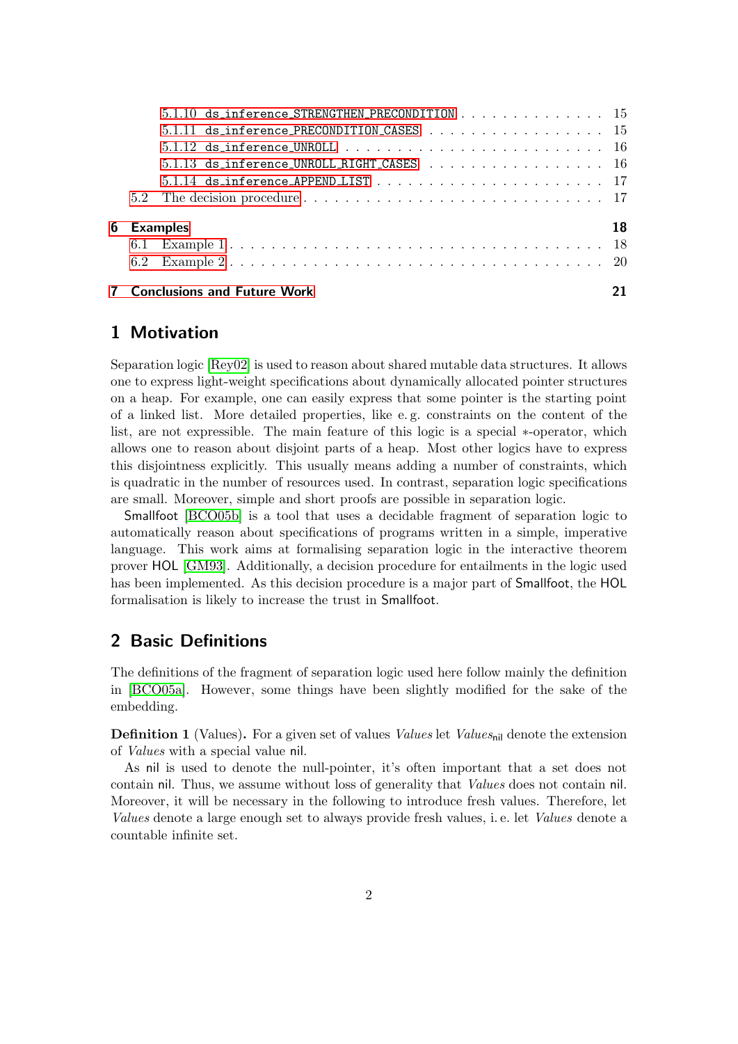5.1.10 ds_inference_STRENGTHEN_PRECONDITION . . . . . . . . . . . . . . . 15
5.1.11 ds_inference_PRECONDITION_CASES . . . . . . . . . . . . . . . . . . 15
5.1.12 ds_inference_UNROLL . . . . . . . . . . . . . . . . . . . . . . . . 16
5.1.13 ds_inference_UNROLL_RIGHT_CASES . . . . . . . . . . . . . . . . . . 16
5.1.14 ds_inference_APPEND_LIST . . . . . . . . . . . . . . . . . . . . . . 17
5.2 The decision procedure . . . . . . . . . . . . . . . . . . . . . . . . . . . 17

**6 Examples** **18**
6.1 Example 1 . . . . . . . . . . . . . . . . . . . . . . . . . . . . . . . . . 18
6.2 Example 2 . . . . . . . . . . . . . . . . . . . . . . . . . . . . . . . . . 20

**7 Conclusions and Future Work** **21**

# 1 Motivation

Separation logic [Rey02] is used to reason about shared mutable data structures. It allows one to express light-weight specifications about dynamically allocated pointer structures on a heap. For example, one can easily express that some pointer is the starting point of a linked list. More detailed properties, like e. g. constraints on the content of the list, are not expressible. The main feature of this logic is a special $*$-operator, which allows one to reason about disjoint parts of a heap. Most other logics have to express this disjointness explicitly. This usually means adding a number of constraints, which is quadratic in the number of resources used. In contrast, separation logic specifications are small. Moreover, simple and short proofs are possible in separation logic.

Smallfoot [BCO05b] is a tool that uses a decidable fragment of separation logic to automatically reason about specifications of programs written in a simple, imperative language. This work aims at formalising separation logic in the interactive theorem prover HOL [GM93]. Additionally, a decision procedure for entailments in the logic used has been implemented. As this decision procedure is a major part of Smallfoot, the HOL formalisation is likely to increase the trust in Smallfoot.

# 2 Basic Definitions

The definitions of the fragment of separation logic used here follow mainly the definition in [BCO05a]. However, some things have been slightly modified for the sake of the embedding.

**Definition 1** (Values)**.** For a given set of values *Values* let $Values_{\mathsf{nil}}$ denote the extension of *Values* with a special value nil.

As nil is used to denote the null-pointer, it's often important that a set does not contain nil. Thus, we assume without loss of generality that *Values* does not contain nil. Moreover, it will be necessary in the following to introduce fresh values. Therefore, let *Values* denote a large enough set to always provide fresh values, i. e. let *Values* denote a countable infinite set.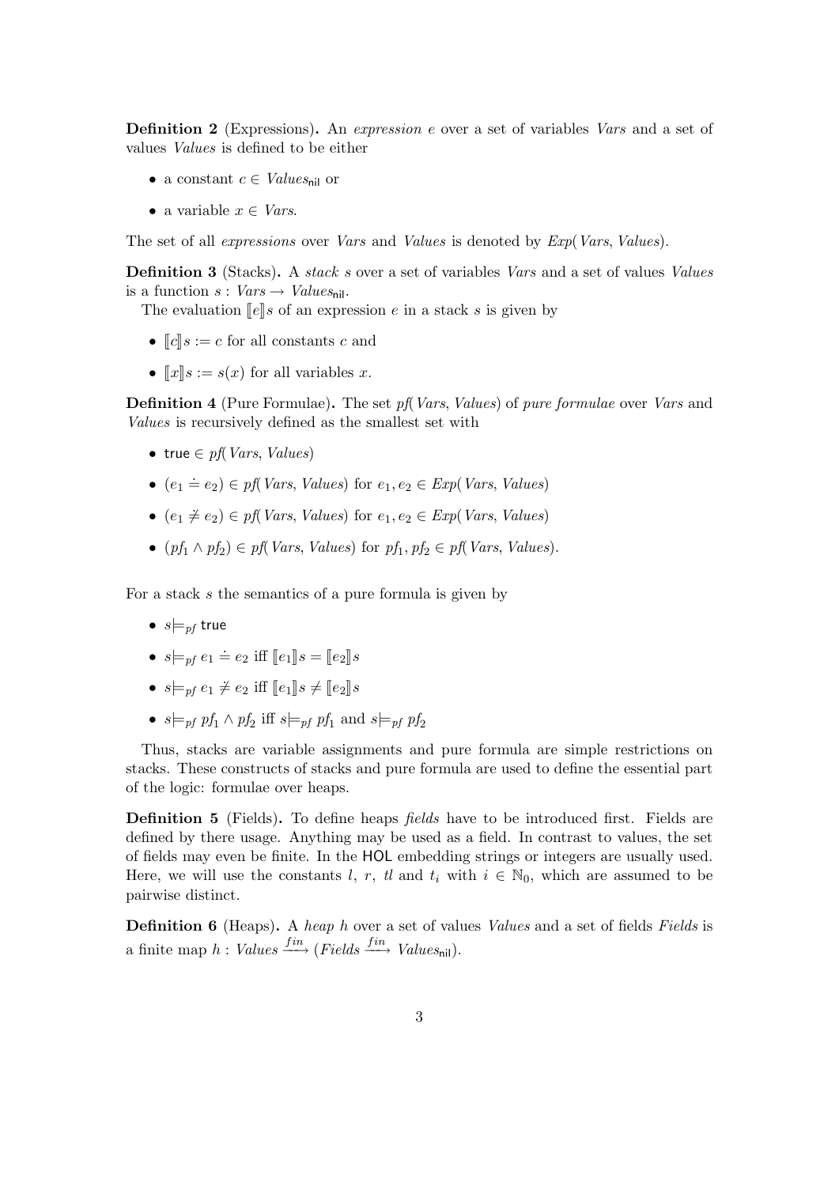**Definition 2** (Expressions)**.** An *expression* $e$ over a set of variables *Vars* and a set of values *Values* is defined to be either

- a constant $c \in \mathit{Values}_{\mathsf{nil}}$ or
- a variable $x \in \mathit{Vars}$.

The set of all *expressions* over *Vars* and *Values* is denoted by $\mathit{Exp}(\mathit{Vars}, \mathit{Values})$.

**Definition 3** (Stacks)**.** A *stack* $s$ over a set of variables *Vars* and a set of values *Values* is a function $s : \mathit{Vars} \to \mathit{Values}_{\mathsf{nil}}$.

The evaluation $[\![e]\!]s$ of an expression $e$ in a stack $s$ is given by

- $[\![c]\!]s := c$ for all constants $c$ and
- $[\![x]\!]s := s(x)$ for all variables $x$.

**Definition 4** (Pure Formulae)**.** The set $\mathit{pf}(\mathit{Vars}, \mathit{Values})$ of *pure formulae* over *Vars* and *Values* is recursively defined as the smallest set with

- $\mathsf{true} \in \mathit{pf}(\mathit{Vars}, \mathit{Values})$
- $(e_1 \doteq e_2) \in \mathit{pf}(\mathit{Vars}, \mathit{Values})$ for $e_1, e_2 \in \mathit{Exp}(\mathit{Vars}, \mathit{Values})$
- $(e_1 \not\doteq e_2) \in \mathit{pf}(\mathit{Vars}, \mathit{Values})$ for $e_1, e_2 \in \mathit{Exp}(\mathit{Vars}, \mathit{Values})$
- $(\mathit{pf}_1 \wedge \mathit{pf}_2) \in \mathit{pf}(\mathit{Vars}, \mathit{Values})$ for $\mathit{pf}_1, \mathit{pf}_2 \in \mathit{pf}(\mathit{Vars}, \mathit{Values})$.

For a stack $s$ the semantics of a pure formula is given by

- $s \models_{pf} \mathsf{true}$
- $s \models_{pf} e_1 \doteq e_2$ iff $[\![e_1]\!]s = [\![e_2]\!]s$
- $s \models_{pf} e_1 \not\doteq e_2$ iff $[\![e_1]\!]s \neq [\![e_2]\!]s$
- $s \models_{pf} \mathit{pf}_1 \wedge \mathit{pf}_2$ iff $s \models_{pf} \mathit{pf}_1$ and $s \models_{pf} \mathit{pf}_2$

Thus, stacks are variable assignments and pure formula are simple restrictions on stacks. These constructs of stacks and pure formula are used to define the essential part of the logic: formulae over heaps.

**Definition 5** (Fields)**.** To define heaps *fields* have to be introduced first. Fields are defined by there usage. Anything may be used as a field. In contrast to values, the set of fields may even be finite. In the HOL embedding strings or integers are usually used. Here, we will use the constants $l$, $r$, $tl$ and $t_i$ with $i \in \mathbb{N}_0$, which are assumed to be pairwise distinct.

**Definition 6** (Heaps)**.** A *heap* $h$ over a set of values *Values* and a set of fields *Fields* is a finite map $h : \mathit{Values} \xrightarrow{fin} (\mathit{Fields} \xrightarrow{fin} \mathit{Values}_{\mathsf{nil}})$.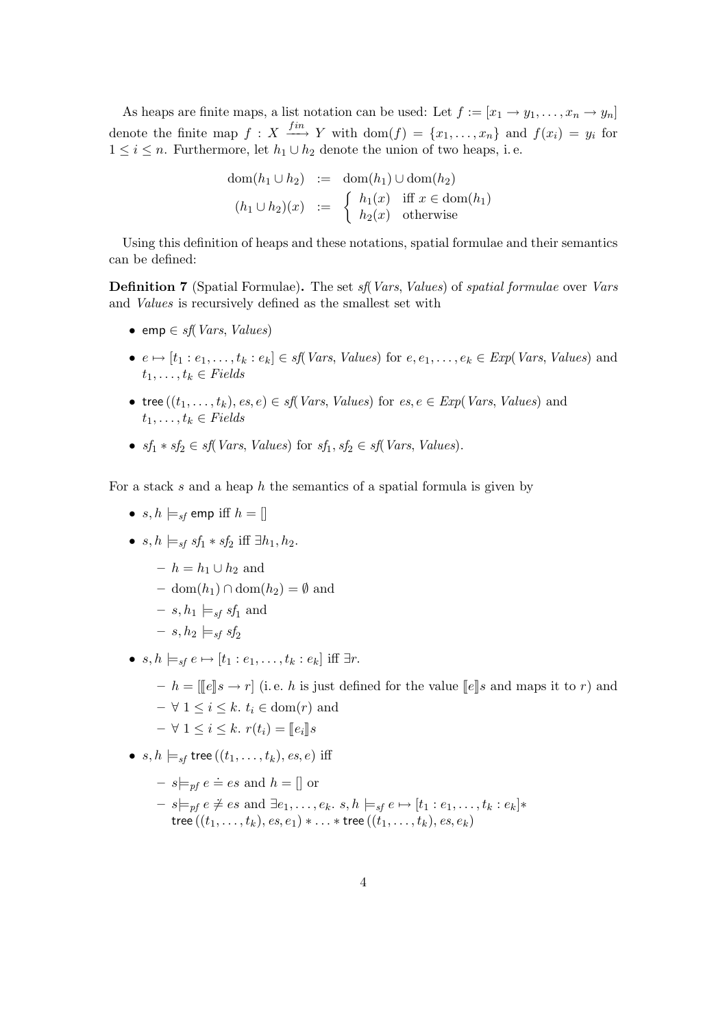As heaps are finite maps, a list notation can be used: Let $f := [x_1 \to y_1, \dots, x_n \to y_n]$ denote the finite map $f : X \xrightarrow{fin} Y$ with $\mathrm{dom}(f) = \{x_1, \dots, x_n\}$ and $f(x_i) = y_i$ for $1 \leq i \leq n$. Furthermore, let $h_1 \cup h_2$ denote the union of two heaps, i. e.

$$\begin{array}{rcl} \mathrm{dom}(h_1 \cup h_2) & := & \mathrm{dom}(h_1) \cup \mathrm{dom}(h_2) \\ (h_1 \cup h_2)(x) & := & \left\{ \begin{array}{ll} h_1(x) & \text{iff } x \in \mathrm{dom}(h_1) \\ h_2(x) & \text{otherwise} \end{array} \right. \end{array}$$

Using this definition of heaps and these notations, spatial formulae and their semantics can be defined:

**Definition 7** (Spatial Formulae)**.** The set $\mathit{sf}(\mathit{Vars}, \mathit{Values})$ of *spatial formulae* over *Vars* and *Values* is recursively defined as the smallest set with

- $\mathsf{emp} \in \mathit{sf}(\mathit{Vars}, \mathit{Values})$
- $e \mapsto [t_1 : e_1, \dots, t_k : e_k] \in \mathit{sf}(\mathit{Vars}, \mathit{Values})$ for $e, e_1, \dots, e_k \in \mathit{Exp}(\mathit{Vars}, \mathit{Values})$ and $t_1, \dots, t_k \in \mathit{Fields}$
- $\mathsf{tree}\,((t_1, \dots, t_k), es, e) \in \mathit{sf}(\mathit{Vars}, \mathit{Values})$ for $es, e \in \mathit{Exp}(\mathit{Vars}, \mathit{Values})$ and $t_1, \dots, t_k \in \mathit{Fields}$
- $\mathit{sf}_1 * \mathit{sf}_2 \in \mathit{sf}(\mathit{Vars}, \mathit{Values})$ for $\mathit{sf}_1, \mathit{sf}_2 \in \mathit{sf}(\mathit{Vars}, \mathit{Values})$.

For a stack $s$ and a heap $h$ the semantics of a spatial formula is given by

- $s, h \models_{\mathit{sf}} \mathsf{emp}$ iff $h = []$
- $s, h \models_{\mathit{sf}} \mathit{sf}_1 * \mathit{sf}_2$ iff $\exists h_1, h_2.$
  - $h = h_1 \cup h_2$ and
  - $\mathrm{dom}(h_1) \cap \mathrm{dom}(h_2) = \emptyset$ and
  - $s, h_1 \models_{\mathit{sf}} \mathit{sf}_1$ and
  - $s, h_2 \models_{\mathit{sf}} \mathit{sf}_2$
- $s, h \models_{\mathit{sf}} e \mapsto [t_1 : e_1, \dots, t_k : e_k]$ iff $\exists r.$
  - $h = [\llbracket e \rrbracket s \to r]$ (i. e. $h$ is just defined for the value $\llbracket e \rrbracket s$ and maps it to $r$) and
  - $\forall\ 1 \leq i \leq k.\ t_i \in \mathrm{dom}(r)$ and
  - $\forall\ 1 \leq i \leq k.\ r(t_i) = \llbracket e_i \rrbracket s$
- $s, h \models_{\mathit{sf}} \mathsf{tree}\,((t_1, \dots, t_k), es, e)$ iff
  - $s \models_{\mathit{pf}} e \doteq es$ and $h = []$ or
  - $s \models_{\mathit{pf}} e \not\doteq es$ and $\exists e_1, \dots, e_k.\ s, h \models_{\mathit{sf}} e \mapsto [t_1 : e_1, \dots, t_k : e_k] *$ $\mathsf{tree}\,((t_1, \dots, t_k), es, e_1) * \dots * \mathsf{tree}\,((t_1, \dots, t_k), es, e_k)$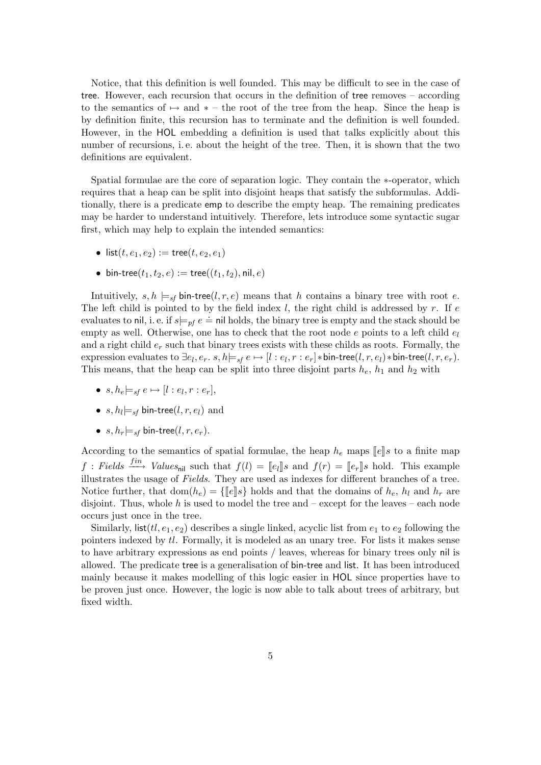Notice, that this definition is well founded. This may be difficult to see in the case of tree. However, each recursion that occurs in the definition of tree removes – according to the semantics of $\mapsto$ and $*$ – the root of the tree from the heap. Since the heap is by definition finite, this recursion has to terminate and the definition is well founded. However, in the HOL embedding a definition is used that talks explicitly about this number of recursions, i. e. about the height of the tree. Then, it is shown that the two definitions are equivalent.

Spatial formulae are the core of separation logic. They contain the $*$-operator, which requires that a heap can be split into disjoint heaps that satisfy the subformulas. Additionally, there is a predicate emp to describe the empty heap. The remaining predicates may be harder to understand intuitively. Therefore, lets introduce some syntactic sugar first, which may help to explain the intended semantics:

- $\mathsf{list}(t, e_1, e_2) := \mathsf{tree}(t, e_2, e_1)$
- $\mathsf{bin\text{-}tree}(t_1, t_2, e) := \mathsf{tree}((t_1, t_2), \mathsf{nil}, e)$

Intuitively, $s, h \models_{sf} \mathsf{bin\text{-}tree}(l, r, e)$ means that $h$ contains a binary tree with root $e$. The left child is pointed to by the field index $l$, the right child is addressed by $r$. If $e$ evaluates to nil, i. e. if $s \models_{pf} e \doteq \mathsf{nil}$ holds, the binary tree is empty and the stack should be empty as well. Otherwise, one has to check that the root node $e$ points to a left child $e_l$ and a right child $e_r$ such that binary trees exists with these childs as roots. Formally, the expression evaluates to $\exists e_l, e_r.\ s, h \models_{sf} e \mapsto [l : e_l, r : e_r] * \mathsf{bin\text{-}tree}(l, r, e_l) * \mathsf{bin\text{-}tree}(l, r, e_r)$. This means, that the heap can be split into three disjoint parts $h_e$, $h_1$ and $h_2$ with

- $s, h_e \models_{sf} e \mapsto [l : e_l, r : e_r]$,
- $s, h_l \models_{sf} \mathsf{bin\text{-}tree}(l, r, e_l)$ and
- $s, h_r \models_{sf} \mathsf{bin\text{-}tree}(l, r, e_r)$.

According to the semantics of spatial formulae, the heap $h_e$ maps $[\![e]\!]s$ to a finite map $f : \mathit{Fields} \xrightarrow{fin} \mathit{Values}_{\mathsf{nil}}$ such that $f(l) = [\![e_l]\!]s$ and $f(r) = [\![e_r]\!]s$ hold. This example illustrates the usage of *Fields*. They are used as indexes for different branches of a tree. Notice further, that $\mathrm{dom}(h_e) = \{[\![e]\!]s\}$ holds and that the domains of $h_e$, $h_l$ and $h_r$ are disjoint. Thus, whole $h$ is used to model the tree and – except for the leaves – each node occurs just once in the tree.

Similarly, $\mathsf{list}(tl, e_1, e_2)$ describes a single linked, acyclic list from $e_1$ to $e_2$ following the pointers indexed by $tl$. Formally, it is modeled as an unary tree. For lists it makes sense to have arbitrary expressions as end points / leaves, whereas for binary trees only nil is allowed. The predicate tree is a generalisation of bin-tree and list. It has been introduced mainly because it makes modelling of this logic easier in HOL since properties have to be proven just once. However, the logic is now able to talk about trees of arbitrary, but fixed width.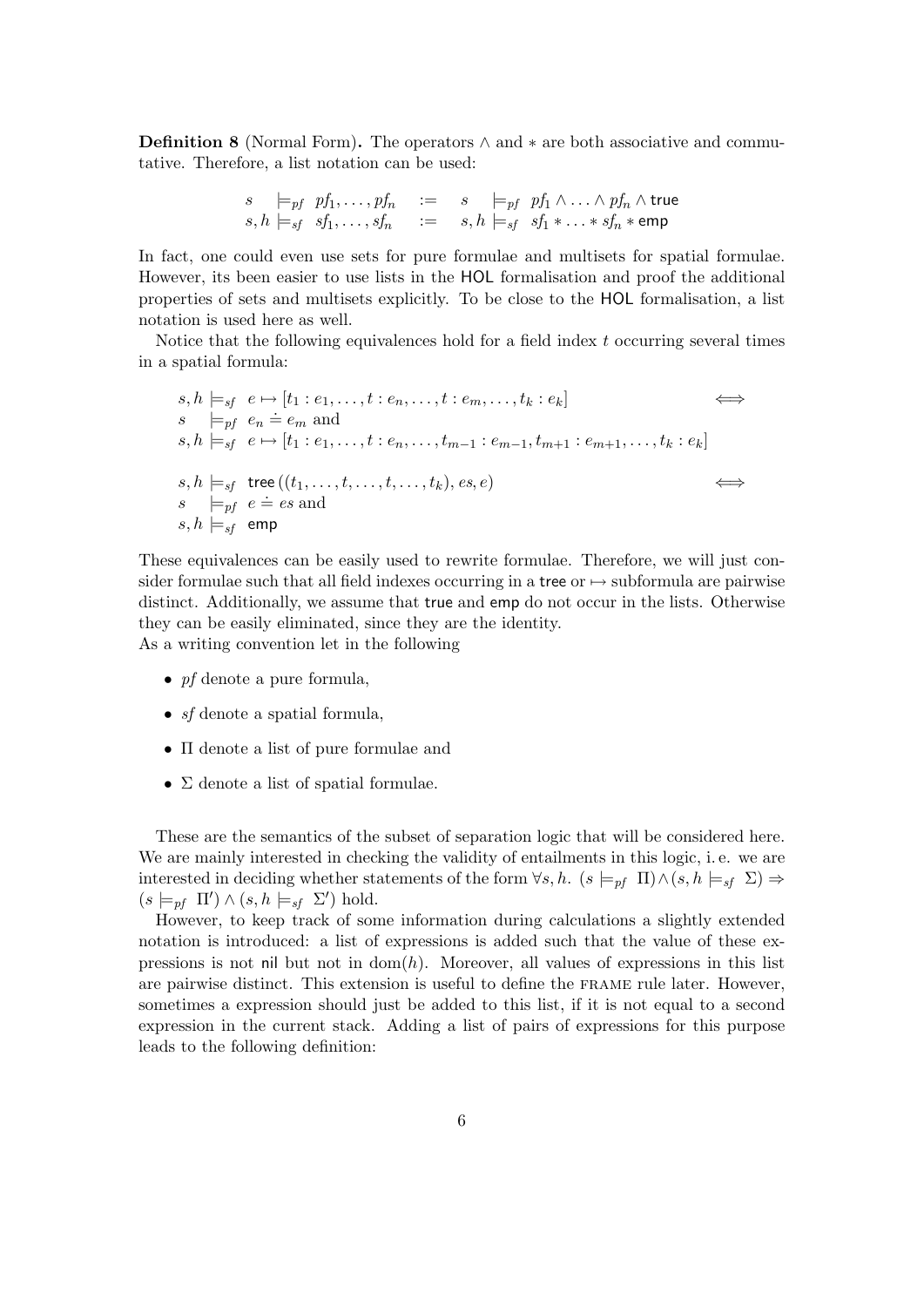**Definition 8** (Normal Form)**.** The operators $\wedge$ and $*$ are both associative and commutative. Therefore, a list notation can be used:

$$
\begin{array}{lllll}
s & \models_{pf} \; pf_1, \ldots, pf_n & := & s & \models_{pf} \; pf_1 \wedge \ldots \wedge pf_n \wedge \mathsf{true} \\
s,h & \models_{sf} \; sf_1, \ldots, sf_n & := & s,h & \models_{sf} \; sf_1 * \ldots * sf_n * \mathsf{emp}
\end{array}
$$

In fact, one could even use sets for pure formulae and multisets for spatial formulae. However, its been easier to use lists in the HOL formalisation and proof the additional properties of sets and multisets explicitly. To be close to the HOL formalisation, a list notation is used here as well.

Notice that the following equivalences hold for a field index $t$ occurring several times in a spatial formula:

$$
\begin{array}{ll}
s,h \models_{sf} \; e \mapsto [t_1 : e_1, \ldots, t : e_n, \ldots, t : e_m, \ldots, t_k : e_k] & \Longleftrightarrow \\
s \quad \models_{pf} \; e_n \doteq e_m \text{ and} & \\
s,h \models_{sf} \; e \mapsto [t_1 : e_1, \ldots, t : e_n, \ldots, t_{m-1} : e_{m-1}, t_{m+1} : e_{m+1}, \ldots, t_k : e_k] & \\
 & \\
s,h \models_{sf} \; \mathsf{tree}\,((t_1, \ldots, t, \ldots, t, \ldots, t_k), es, e) & \Longleftrightarrow \\
s \quad \models_{pf} \; e \doteq es \text{ and} & \\
s,h \models_{sf} \; \mathsf{emp} &
\end{array}
$$

These equivalences can be easily used to rewrite formulae. Therefore, we will just consider formulae such that all field indexes occurring in a tree or $\mapsto$ subformula are pairwise distinct. Additionally, we assume that true and emp do not occur in the lists. Otherwise they can be easily eliminated, since they are the identity.
As a writing convention let in the following

- $pf$ denote a pure formula,
- $sf$ denote a spatial formula,
- $\Pi$ denote a list of pure formulae and
- $\Sigma$ denote a list of spatial formulae.

These are the semantics of the subset of separation logic that will be considered here. We are mainly interested in checking the validity of entailments in this logic, i. e. we are interested in deciding whether statements of the form $\forall s, h.\ (s \models_{pf} \Pi) \wedge (s, h \models_{sf} \Sigma) \Rightarrow (s \models_{pf} \Pi') \wedge (s, h \models_{sf} \Sigma')$ hold.

However, to keep track of some information during calculations a slightly extended notation is introduced: a list of expressions is added such that the value of these expressions is not nil but not in $\mathrm{dom}(h)$. Moreover, all values of expressions in this list are pairwise distinct. This extension is useful to define the FRAME rule later. However, sometimes a expression should just be added to this list, if it is not equal to a second expression in the current stack. Adding a list of pairs of expressions for this purpose leads to the following definition: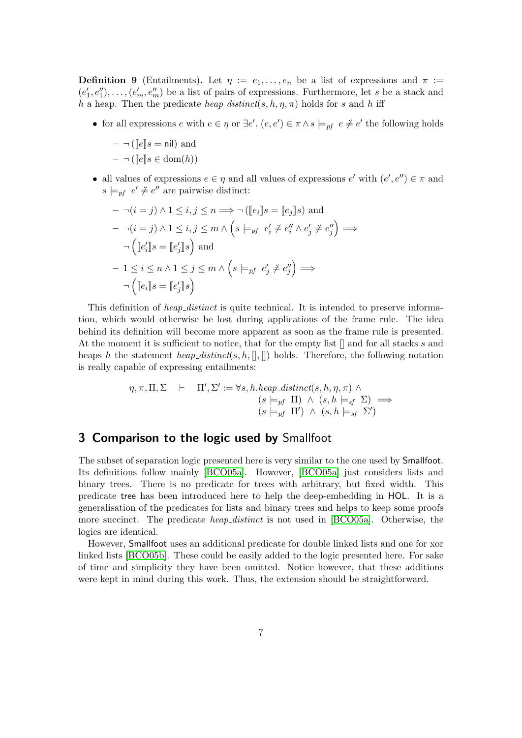**Definition 9** (Entailments)**.** Let $\eta := e_1, \ldots, e_n$ be a list of expressions and $\pi := (e'_1, e''_1), \ldots, (e'_m, e''_m)$ be a list of pairs of expressions. Furthermore, let $s$ be a stack and $h$ a heap. Then the predicate $heap\_distinct(s, h, \eta, \pi)$ holds for $s$ and $h$ iff

- for all expressions $e$ with $e \in \eta$ or $\exists e'.\ (e, e') \in \pi \wedge s \models_{pf}\ e \not\doteq e'$ the following holds
  - $\neg\,(\llbracket e \rrbracket s = \mathsf{nil})$ and
  - $\neg\,(\llbracket e \rrbracket s \in \mathrm{dom}(h))$
- all values of expressions $e \in \eta$ and all values of expressions $e'$ with $(e', e'') \in \pi$ and $s \models_{pf}\ e' \not\doteq e''$ are pairwise distinct:
  - $\neg(i = j) \wedge 1 \leq i, j \leq n \Longrightarrow \neg\,(\llbracket e_i \rrbracket s = \llbracket e_j \rrbracket s)$ and
  - $\neg(i = j) \wedge 1 \leq i, j \leq m \wedge \left(s \models_{pf}\ e'_i \not\doteq e''_i \wedge e'_j \not\doteq e''_j\right) \Longrightarrow \neg\left(\llbracket e'_i \rrbracket s = \llbracket e'_j \rrbracket s\right)$ and
  - $1 \leq i \leq n \wedge 1 \leq j \leq m \wedge \left(s \models_{pf}\ e'_j \not\doteq e''_j\right) \Longrightarrow \neg\left(\llbracket e_i \rrbracket s = \llbracket e'_j \rrbracket s\right)$

This definition of *heap_distinct* is quite technical. It is intended to preserve information, which would otherwise be lost during applications of the frame rule. The idea behind its definition will become more apparent as soon as the frame rule is presented. At the moment it is sufficient to notice, that for the empty list [] and for all stacks $s$ and heaps $h$ the statement $heap\_distinct(s, h, [], [])$ holds. Therefore, the following notation is really capable of expressing entailments:

$$
\begin{aligned}
\eta, \pi, \Pi, \Sigma \quad \vdash \quad \Pi', \Sigma' := \forall s, h.\, & heap\_distinct(s, h, \eta, \pi) \wedge \\
& (s \models_{pf}\ \Pi) \ \wedge\ (s, h \models_{sf}\ \Sigma) \implies \\
& (s \models_{pf}\ \Pi') \ \wedge\ (s, h \models_{sf}\ \Sigma')
\end{aligned}
$$

## 3 Comparison to the logic used by Smallfoot

The subset of separation logic presented here is very similar to the one used by Smallfoot. Its definitions follow mainly [BCO05a]. However, [BCO05a] just considers lists and binary trees. There is no predicate for trees with arbitrary, but fixed width. This predicate tree has been introduced here to help the deep-embedding in HOL. It is a generalisation of the predicates for lists and binary trees and helps to keep some proofs more succinct. The predicate *heap_distinct* is not used in [BCO05a]. Otherwise, the logics are identical.

However, Smallfoot uses an additional predicate for double linked lists and one for xor linked lists [BCO05b]. These could be easily added to the logic presented here. For sake of time and simplicity they have been omitted. Notice however, that these additions were kept in mind during this work. Thus, the extension should be straightforward.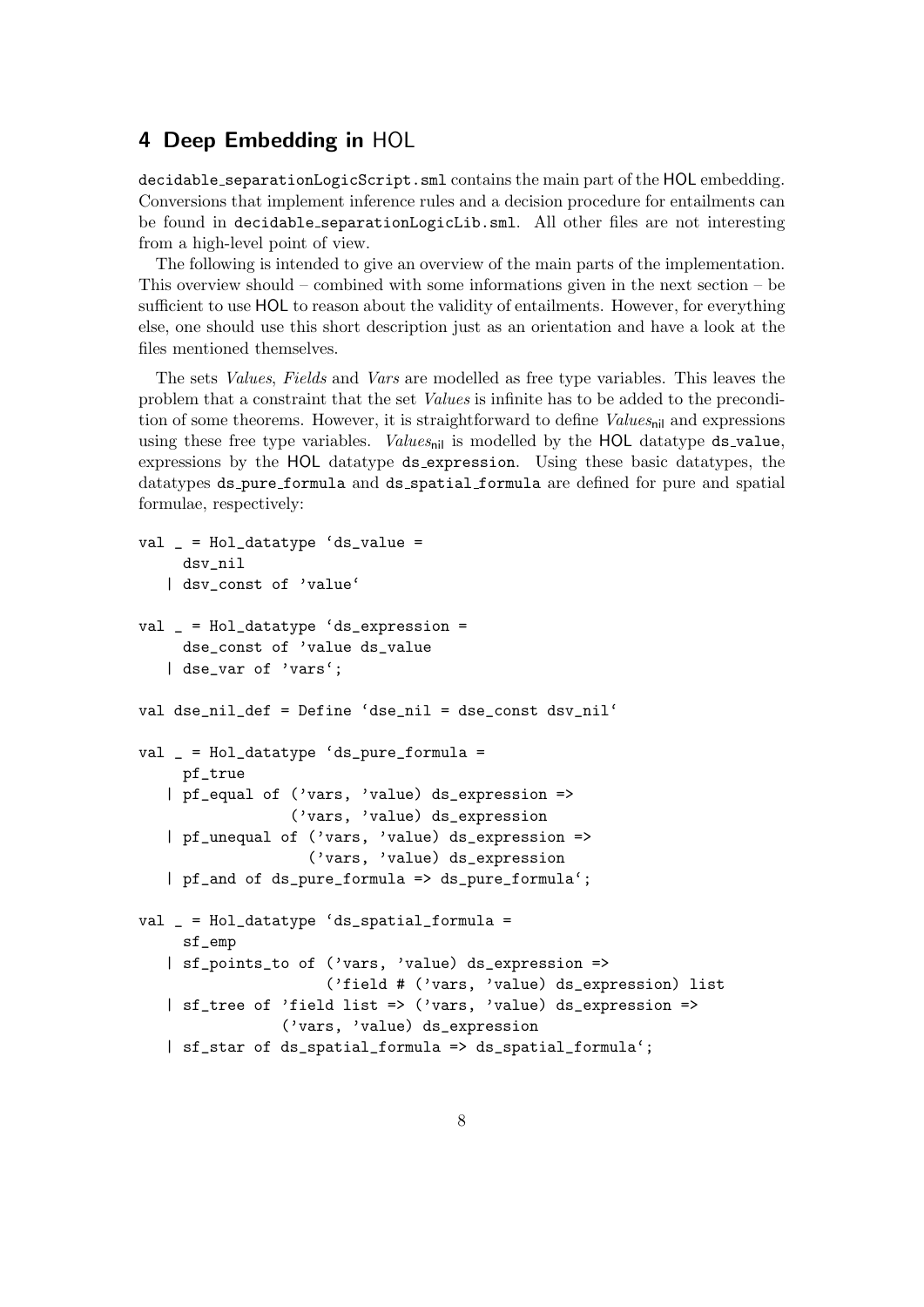## 4 Deep Embedding in HOL

decidable_separationLogicScript.sml contains the main part of the HOL embedding. Conversions that implement inference rules and a decision procedure for entailments can be found in decidable_separationLogicLib.sml. All other files are not interesting from a high-level point of view.

The following is intended to give an overview of the main parts of the implementation. This overview should – combined with some informations given in the next section – be sufficient to use HOL to reason about the validity of entailments. However, for everything else, one should use this short description just as an orientation and have a look at the files mentioned themselves.

The sets *Values*, *Fields* and *Vars* are modelled as free type variables. This leaves the problem that a constraint that the set *Values* is infinite has to be added to the precondition of some theorems. However, it is straightforward to define $Values_{\mathsf{nil}}$ and expressions using these free type variables. $Values_{\mathsf{nil}}$ is modelled by the HOL datatype ds_value, expressions by the HOL datatype ds_expression. Using these basic datatypes, the datatypes ds_pure_formula and ds_spatial_formula are defined for pure and spatial formulae, respectively:

```
val _ = Hol_datatype `ds_value =
     dsv_nil
   | dsv_const of 'value`

val _ = Hol_datatype `ds_expression =
     dse_const of 'value ds_value
   | dse_var of 'vars`;

val dse_nil_def = Define `dse_nil = dse_const dsv_nil`

val _ = Hol_datatype `ds_pure_formula =
     pf_true
   | pf_equal of ('vars, 'value) ds_expression =>
                 ('vars, 'value) ds_expression
   | pf_unequal of ('vars, 'value) ds_expression =>
                   ('vars, 'value) ds_expression
   | pf_and of ds_pure_formula => ds_pure_formula`;

val _ = Hol_datatype `ds_spatial_formula =
     sf_emp
   | sf_points_to of ('vars, 'value) ds_expression =>
                     ('field # ('vars, 'value) ds_expression) list
   | sf_tree of 'field list => ('vars, 'value) ds_expression =>
                ('vars, 'value) ds_expression
   | sf_star of ds_spatial_formula => ds_spatial_formula`;
```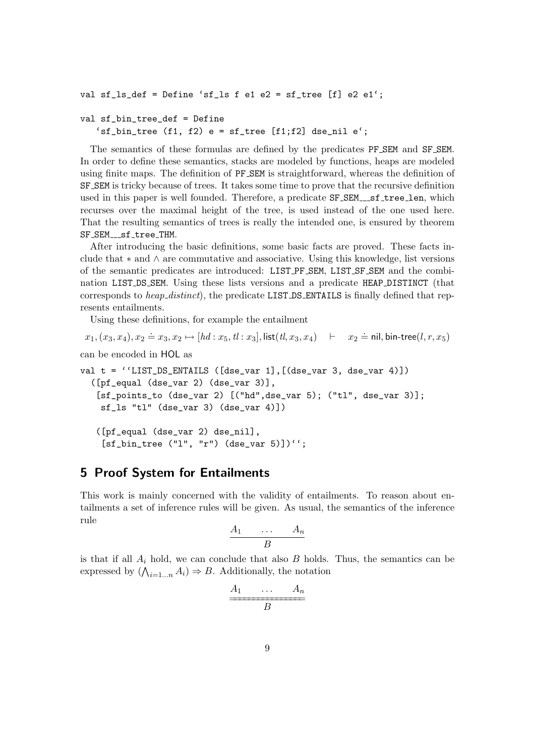```
val sf_ls_def = Define `sf_ls f e1 e2 = sf_tree [f] e2 e1`;

val sf_bin_tree_def = Define
   `sf_bin_tree (f1, f2) e = sf_tree [f1;f2] dse_nil e`;
```

The semantics of these formulas are defined by the predicates PF_SEM and SF_SEM. In order to define these semantics, stacks are modeled by functions, heaps are modeled using finite maps. The definition of PF_SEM is straightforward, whereas the definition of SF_SEM is tricky because of trees. It takes some time to prove that the recursive definition used in this paper is well founded. Therefore, a predicate SF_SEM___sf_tree_len, which recurses over the maximal height of the tree, is used instead of the one used here. That the resulting semantics of trees is really the intended one, is ensured by theorem SF_SEM___sf_tree_THM.

After introducing the basic definitions, some basic facts are proved. These facts include that $*$ and $\wedge$ are commutative and associative. Using this knowledge, list versions of the semantic predicates are introduced: LIST_PF_SEM, LIST_SF_SEM and the combination LIST_DS_SEM. Using these lists versions and a predicate HEAP_DISTINCT (that corresponds to *heap_distinct*), the predicate LIST_DS_ENTAILS is finally defined that represents entailments.

Using these definitions, for example the entailment

$$x_1, (x_3, x_4), x_2 \doteq x_3, x_2 \mapsto [hd : x_5, tl : x_3], \mathsf{list}(tl, x_3, x_4) \quad \vdash \quad x_2 \doteq \mathsf{nil}, \mathsf{bin\text{-}tree}(l, r, x_5)$$

can be encoded in HOL as

```
val t = ``LIST_DS_ENTAILS ([dse_var 1],[(dse_var 3, dse_var 4)])
  ([pf_equal (dse_var 2) (dse_var 3)],
   [sf_points_to (dse_var 2) [("hd",dse_var 5); ("tl", dse_var 3)];
    sf_ls "tl" (dse_var 3) (dse_var 4)])

   ([pf_equal (dse_var 2) dse_nil],
    [sf_bin_tree ("l", "r") (dse_var 5)])``;
```

## 5 Proof System for Entailments

This work is mainly concerned with the validity of entailments. To reason about entailments a set of inference rules will be given. As usual, the semantics of the inference rule

$$\frac{A_1 \quad \dots \quad A_n}{B}$$

is that if all $A_i$ hold, we can conclude that also $B$ holds. Thus, the semantics can be expressed by $(\bigwedge_{i=1\dots n} A_i) \Rightarrow B$. Additionally, the notation

$$\frac{A_1 \quad \dots \quad A_n}{\overline{\overline{\quad B \quad}}}$$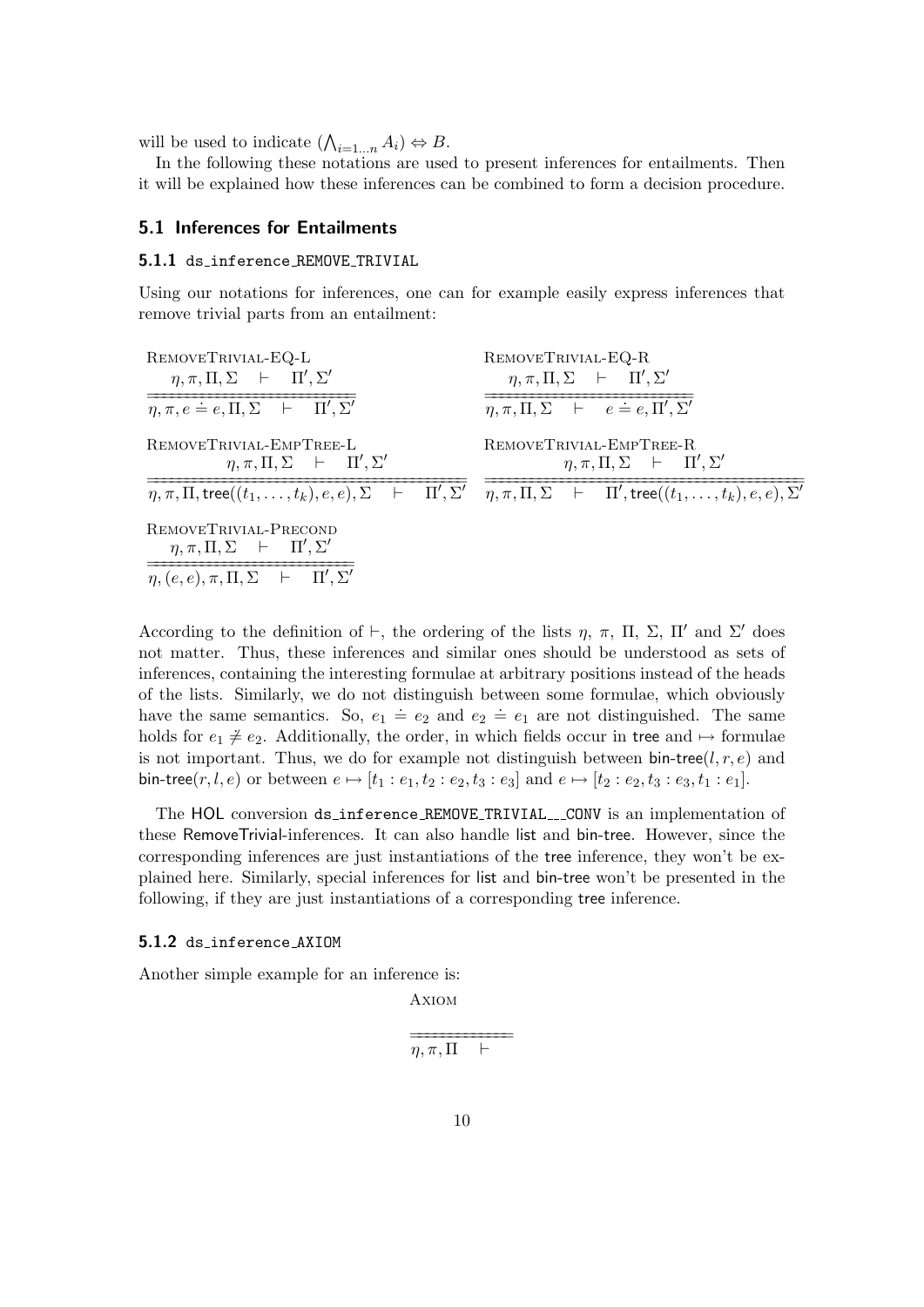will be used to indicate $(\bigwedge_{i=1\ldots n} A_i) \Leftrightarrow B$.

In the following these notations are used to present inferences for entailments. Then it will be explained how these inferences can be combined to form a decision procedure.

## 5.1 Inferences for Entailments

### 5.1.1 ds_inference_REMOVE_TRIVIAL

Using our notations for inferences, one can for example easily express inferences that remove trivial parts from an entailment:

RemoveTrivial-EQ-L
$$\frac{\eta, \pi, \Pi, \Sigma \quad \vdash \quad \Pi', \Sigma'}{\eta, \pi, e \doteq e, \Pi, \Sigma \quad \vdash \quad \Pi', \Sigma'}$$

RemoveTrivial-EQ-R
$$\frac{\eta, \pi, \Pi, \Sigma \quad \vdash \quad \Pi', \Sigma'}{\eta, \pi, \Pi, \Sigma \quad \vdash \quad e \doteq e, \Pi', \Sigma'}$$

RemoveTrivial-EmpTree-L
$$\frac{\eta, \pi, \Pi, \Sigma \quad \vdash \quad \Pi', \Sigma'}{\eta, \pi, \Pi, \mathsf{tree}((t_1, \ldots, t_k), e, e), \Sigma \quad \vdash \quad \Pi', \Sigma'}$$

RemoveTrivial-EmpTree-R
$$\frac{\eta, \pi, \Pi, \Sigma \quad \vdash \quad \Pi', \Sigma'}{\eta, \pi, \Pi, \Sigma \quad \vdash \quad \Pi', \mathsf{tree}((t_1, \ldots, t_k), e, e), \Sigma'}$$

RemoveTrivial-Precond
$$\frac{\eta, \pi, \Pi, \Sigma \quad \vdash \quad \Pi', \Sigma'}{\eta, (e, e), \pi, \Pi, \Sigma \quad \vdash \quad \Pi', \Sigma'}$$

According to the definition of $\vdash$, the ordering of the lists $\eta$, $\pi$, $\Pi$, $\Sigma$, $\Pi'$ and $\Sigma'$ does not matter. Thus, these inferences and similar ones should be understood as sets of inferences, containing the interesting formulae at arbitrary positions instead of the heads of the lists. Similarly, we do not distinguish between some formulae, which obviously have the same semantics. So, $e_1 \doteq e_2$ and $e_2 \doteq e_1$ are not distinguished. The same holds for $e_1 \not\doteq e_2$. Additionally, the order, in which fields occur in tree and $\mapsto$ formulae is not important. Thus, we do for example not distinguish between $\mathsf{bin\text{-}tree}(l, r, e)$ and $\mathsf{bin\text{-}tree}(r, l, e)$ or between $e \mapsto [t_1 : e_1, t_2 : e_2, t_3 : e_3]$ and $e \mapsto [t_2 : e_2, t_3 : e_3, t_1 : e_1]$.

The HOL conversion ds_inference_REMOVE_TRIVIAL___CONV is an implementation of these RemoveTrivial-inferences. It can also handle list and bin-tree. However, since the corresponding inferences are just instantiations of the tree inference, they won't be explained here. Similarly, special inferences for list and bin-tree won't be presented in the following, if they are just instantiations of a corresponding tree inference.

### 5.1.2 ds_inference_AXIOM

Another simple example for an inference is:

Axiom
$$\frac{}{\eta, \pi, \Pi \quad \vdash}$$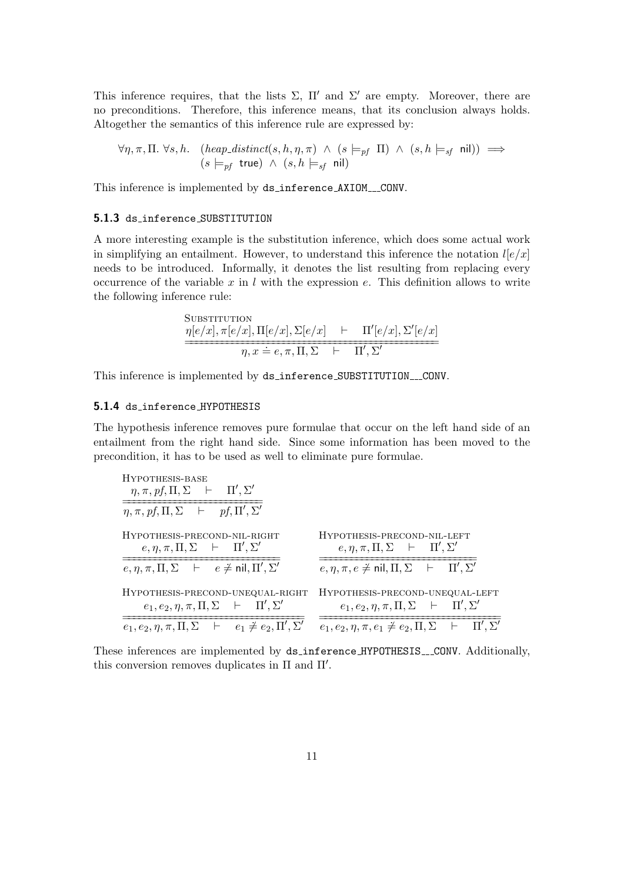This inference requires, that the lists $\Sigma$, $\Pi'$ and $\Sigma'$ are empty. Moreover, there are no preconditions. Therefore, this inference means, that its conclusion always holds. Altogether the semantics of this inference rule are expressed by:

$$\forall \eta, \pi, \Pi.\ \forall s, h.\quad (heap\_distinct(s, h, \eta, \pi)\ \wedge\ (s \models_{pf} \Pi)\ \wedge\ (s, h \models_{sf} \mathsf{nil})) \implies (s \models_{pf} \mathsf{true})\ \wedge\ (s, h \models_{sf} \mathsf{nil})$$

This inference is implemented by `ds_inference_AXIOM___CONV`.

### 5.1.3 ds_inference_SUBSTITUTION

A more interesting example is the substitution inference, which does some actual work in simplifying an entailment. However, to understand this inference the notation $l[e/x]$ needs to be introduced. Informally, it denotes the list resulting from replacing every occurrence of the variable $x$ in $l$ with the expression $e$. This definition allows to write the following inference rule:

Substitution

$$\frac{\eta[e/x], \pi[e/x], \Pi[e/x], \Sigma[e/x] \quad \vdash \quad \Pi'[e/x], \Sigma'[e/x]}{\eta, x \doteq e, \pi, \Pi, \Sigma \quad \vdash \quad \Pi', \Sigma'}$$

This inference is implemented by `ds_inference_SUBSTITUTION___CONV`.

### 5.1.4 ds_inference_HYPOTHESIS

The hypothesis inference removes pure formulae that occur on the left hand side of an entailment from the right hand side. Since some information has been moved to the precondition, it has to be used as well to eliminate pure formulae.

Hypothesis-base

$$\frac{\eta, \pi, pf, \Pi, \Sigma \quad \vdash \quad \Pi', \Sigma'}{\eta, \pi, pf, \Pi, \Sigma \quad \vdash \quad pf, \Pi', \Sigma'}$$

Hypothesis-precond-nil-right

$$\frac{e, \eta, \pi, \Pi, \Sigma \quad \vdash \quad \Pi', \Sigma'}{e, \eta, \pi, \Pi, \Sigma \quad \vdash \quad e \not\doteq \mathsf{nil}, \Pi', \Sigma'}$$

Hypothesis-precond-nil-left

$$\frac{e, \eta, \pi, \Pi, \Sigma \quad \vdash \quad \Pi', \Sigma'}{e, \eta, \pi, e \not\doteq \mathsf{nil}, \Pi, \Sigma \quad \vdash \quad \Pi', \Sigma'}$$

Hypothesis-precond-unequal-right

$$\frac{e_1, e_2, \eta, \pi, \Pi, \Sigma \quad \vdash \quad \Pi', \Sigma'}{e_1, e_2, \eta, \pi, \Pi, \Sigma \quad \vdash \quad e_1 \not\doteq e_2, \Pi', \Sigma'}$$

Hypothesis-precond-unequal-left

$$\frac{e_1, e_2, \eta, \pi, \Pi, \Sigma \quad \vdash \quad \Pi', \Sigma'}{e_1, e_2, \eta, \pi, e_1 \not\doteq e_2, \Pi, \Sigma \quad \vdash \quad \Pi', \Sigma'}$$

These inferences are implemented by `ds_inference_HYPOTHESIS___CONV`. Additionally, this conversion removes duplicates in $\Pi$ and $\Pi'$.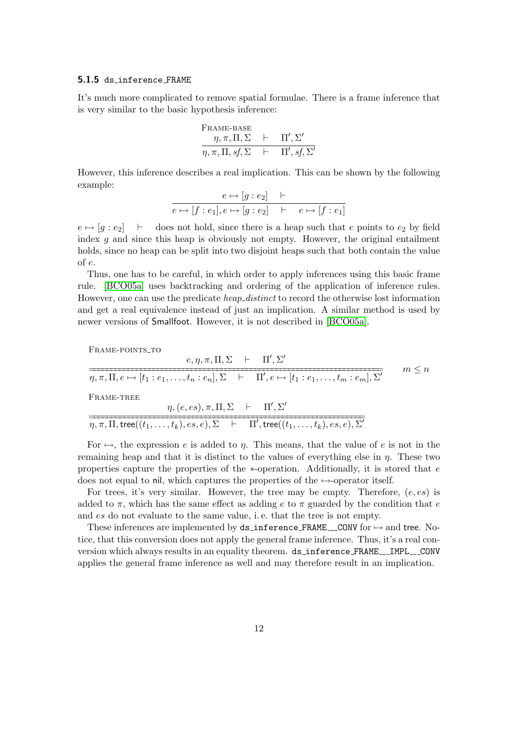### 5.1.5 `ds_inference_FRAME`

It's much more complicated to remove spatial formulae. There is a frame inference that is very similar to the basic hypothesis inference:

$$\textsc{Frame-base}\quad \frac{\eta, \pi, \Pi, \Sigma \quad \vdash \quad \Pi', \Sigma'}{\eta, \pi, \Pi, \mathit{sf}, \Sigma \quad \vdash \quad \Pi', \mathit{sf}, \Sigma'}$$

However, this inference describes a real implication. This can be shown by the following example:

$$\frac{e \mapsto [g : e_2] \quad \vdash}{e \mapsto [f : e_1], e \mapsto [g : e_2] \quad \vdash \quad e \mapsto [f : e_1]}$$

$e \mapsto [g : e_2] \quad \vdash$ does not hold, since there is a heap such that $e$ points to $e_2$ by field index $g$ and since this heap is obviously not empty. However, the original entailment holds, since no heap can be split into two disjoint heaps such that both contain the value of $e$.

Thus, one has to be careful, in which order to apply inferences using this basic frame rule. [BCO05a] uses backtracking and ordering of the application of inference rules. However, one can use the predicate *heap_distinct* to record the otherwise lost information and get a real equivalence instead of just an implication. A similar method is used by newer versions of Smallfoot. However, it is not described in [BCO05a].

$$\textsc{Frame-points\_to}\quad \frac{e, \eta, \pi, \Pi, \Sigma \quad \vdash \quad \Pi', \Sigma'}{\eta, \pi, \Pi, e \mapsto [t_1 : e_1, \ldots, t_n : e_n], \Sigma \quad \vdash \quad \Pi', e \mapsto [t_1 : e_1, \ldots, t_m : e_m], \Sigma'} \quad m \leq n$$

$$\textsc{Frame-tree}\quad \frac{\eta, (e, es), \pi, \Pi, \Sigma \quad \vdash \quad \Pi', \Sigma'}{\eta, \pi, \Pi, \mathsf{tree}((t_1, \ldots, t_k), es, e), \Sigma \quad \vdash \quad \Pi', \mathsf{tree}((t_1, \ldots, t_k), es, e), \Sigma'}$$

For $\mapsto$, the expression $e$ is added to $\eta$. This means, that the value of $e$ is not in the remaining heap and that it is distinct to the values of everything else in $\eta$. These two properties capture the properties of the $*$-operation. Additionally, it is stored that $e$ does not equal to nil, which captures the properties of the $\mapsto$-operator itself.

For trees, it's very similar. However, the tree may be empty. Therefore, $(e, es)$ is added to $\pi$, which has the same effect as adding $e$ to $\pi$ guarded by the condition that $e$ and $es$ do not evaluate to the same value, i. e. that the tree is not empty.

These inferences are implemented by `ds_inference_FRAME___CONV` for $\mapsto$ and tree. Notice, that this conversion does not apply the general frame inference. Thus, it's a real conversion which always results in an equality theorem. `ds_inference_FRAME___IMPL___CONV` applies the general frame inference as well and may therefore result in an implication.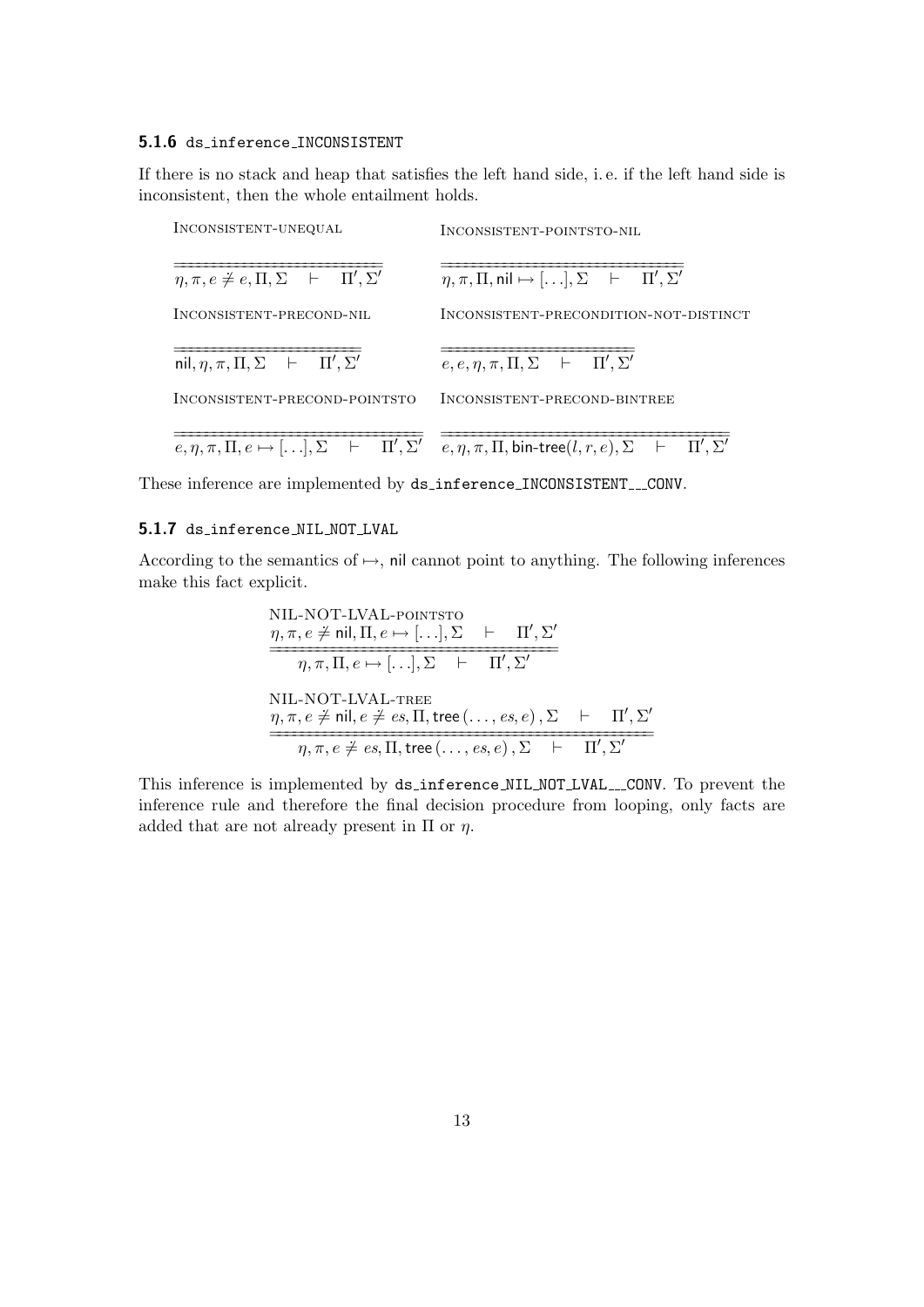### 5.1.6 ds_inference_INCONSISTENT

If there is no stack and heap that satisfies the left hand side, i. e. if the left hand side is inconsistent, then the whole entailment holds.

INCONSISTENT-UNEQUAL

$$\frac{}{\eta, \pi, e \not= e, \Pi, \Sigma \quad \vdash \quad \Pi', \Sigma'}$$

INCONSISTENT-POINTSTO-NIL

$$\frac{}{\eta, \pi, \Pi, \mathsf{nil} \mapsto [\ldots], \Sigma \quad \vdash \quad \Pi', \Sigma'}$$

INCONSISTENT-PRECOND-NIL

$$\frac{}{\mathsf{nil}, \eta, \pi, \Pi, \Sigma \quad \vdash \quad \Pi', \Sigma'}$$

INCONSISTENT-PRECONDITION-NOT-DISTINCT

$$\frac{}{e, e, \eta, \pi, \Pi, \Sigma \quad \vdash \quad \Pi', \Sigma'}$$

INCONSISTENT-PRECOND-POINTSTO

$$\frac{}{e, \eta, \pi, \Pi, e \mapsto [\ldots], \Sigma \quad \vdash \quad \Pi', \Sigma'}$$

INCONSISTENT-PRECOND-BINTREE

$$\frac{}{e, \eta, \pi, \Pi, \mathsf{bin\text{-}tree}(l, r, e), \Sigma \quad \vdash \quad \Pi', \Sigma'}$$

These inference are implemented by ds_inference_INCONSISTENT___CONV.

### 5.1.7 ds_inference_NIL_NOT_LVAL

According to the semantics of $\mapsto$, nil cannot point to anything. The following inferences make this fact explicit.

NIL-NOT-LVAL-POINTSTO

$$\frac{\eta, \pi, e \not= \mathsf{nil}, \Pi, e \mapsto [\ldots], \Sigma \quad \vdash \quad \Pi', \Sigma'}{\eta, \pi, \Pi, e \mapsto [\ldots], \Sigma \quad \vdash \quad \Pi', \Sigma'}$$

NIL-NOT-LVAL-TREE

$$\frac{\eta, \pi, e \not= \mathsf{nil}, e \not= es, \Pi, \mathsf{tree}\,(\ldots, es, e)\,, \Sigma \quad \vdash \quad \Pi', \Sigma'}{\eta, \pi, e \not= es, \Pi, \mathsf{tree}\,(\ldots, es, e)\,, \Sigma \quad \vdash \quad \Pi', \Sigma'}$$

This inference is implemented by ds_inference_NIL_NOT_LVAL___CONV. To prevent the inference rule and therefore the final decision procedure from looping, only facts are added that are not already present in $\Pi$ or $\eta$.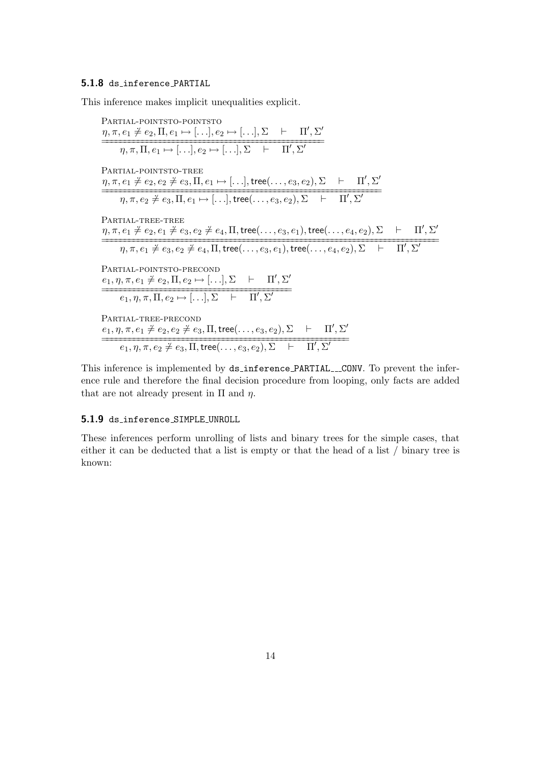### 5.1.8 ds_inference_PARTIAL

This inference makes implicit unequalities explicit.

PARTIAL-POINTSTO-POINTSTO

$$\frac{\eta, \pi, e_1 \not= e_2, \Pi, e_1 \mapsto [\ldots], e_2 \mapsto [\ldots], \Sigma \quad \vdash \quad \Pi', \Sigma'}{\eta, \pi, \Pi, e_1 \mapsto [\ldots], e_2 \mapsto [\ldots], \Sigma \quad \vdash \quad \Pi', \Sigma'}$$

PARTIAL-POINTSTO-TREE

$$\frac{\eta, \pi, e_1 \not= e_2, e_2 \not= e_3, \Pi, e_1 \mapsto [\ldots], \mathsf{tree}(\ldots, e_3, e_2), \Sigma \quad \vdash \quad \Pi', \Sigma'}{\eta, \pi, e_2 \not= e_3, \Pi, e_1 \mapsto [\ldots], \mathsf{tree}(\ldots, e_3, e_2), \Sigma \quad \vdash \quad \Pi', \Sigma'}$$

PARTIAL-TREE-TREE

$$\frac{\eta, \pi, e_1 \not= e_2, e_1 \not= e_3, e_2 \not= e_4, \Pi, \mathsf{tree}(\ldots, e_3, e_1), \mathsf{tree}(\ldots, e_4, e_2), \Sigma \quad \vdash \quad \Pi', \Sigma'}{\eta, \pi, e_1 \not= e_3, e_2 \not= e_4, \Pi, \mathsf{tree}(\ldots, e_3, e_1), \mathsf{tree}(\ldots, e_4, e_2), \Sigma \quad \vdash \quad \Pi', \Sigma'}$$

PARTIAL-POINTSTO-PRECOND

$$\frac{e_1, \eta, \pi, e_1 \not= e_2, \Pi, e_2 \mapsto [\ldots], \Sigma \quad \vdash \quad \Pi', \Sigma'}{e_1, \eta, \pi, \Pi, e_2 \mapsto [\ldots], \Sigma \quad \vdash \quad \Pi', \Sigma'}$$

PARTIAL-TREE-PRECOND

$$\frac{e_1, \eta, \pi, e_1 \not= e_2, e_2 \not= e_3, \Pi, \mathsf{tree}(\ldots, e_3, e_2), \Sigma \quad \vdash \quad \Pi', \Sigma'}{e_1, \eta, \pi, e_2 \not= e_3, \Pi, \mathsf{tree}(\ldots, e_3, e_2), \Sigma \quad \vdash \quad \Pi', \Sigma'}$$

This inference is implemented by `ds_inference_PARTIAL___CONV`. To prevent the inference rule and therefore the final decision procedure from looping, only facts are added that are not already present in $\Pi$ and $\eta$.

### 5.1.9 ds_inference_SIMPLE_UNROLL

These inferences perform unrolling of lists and binary trees for the simple cases, that either it can be deducted that a list is empty or that the head of a list / binary tree is known: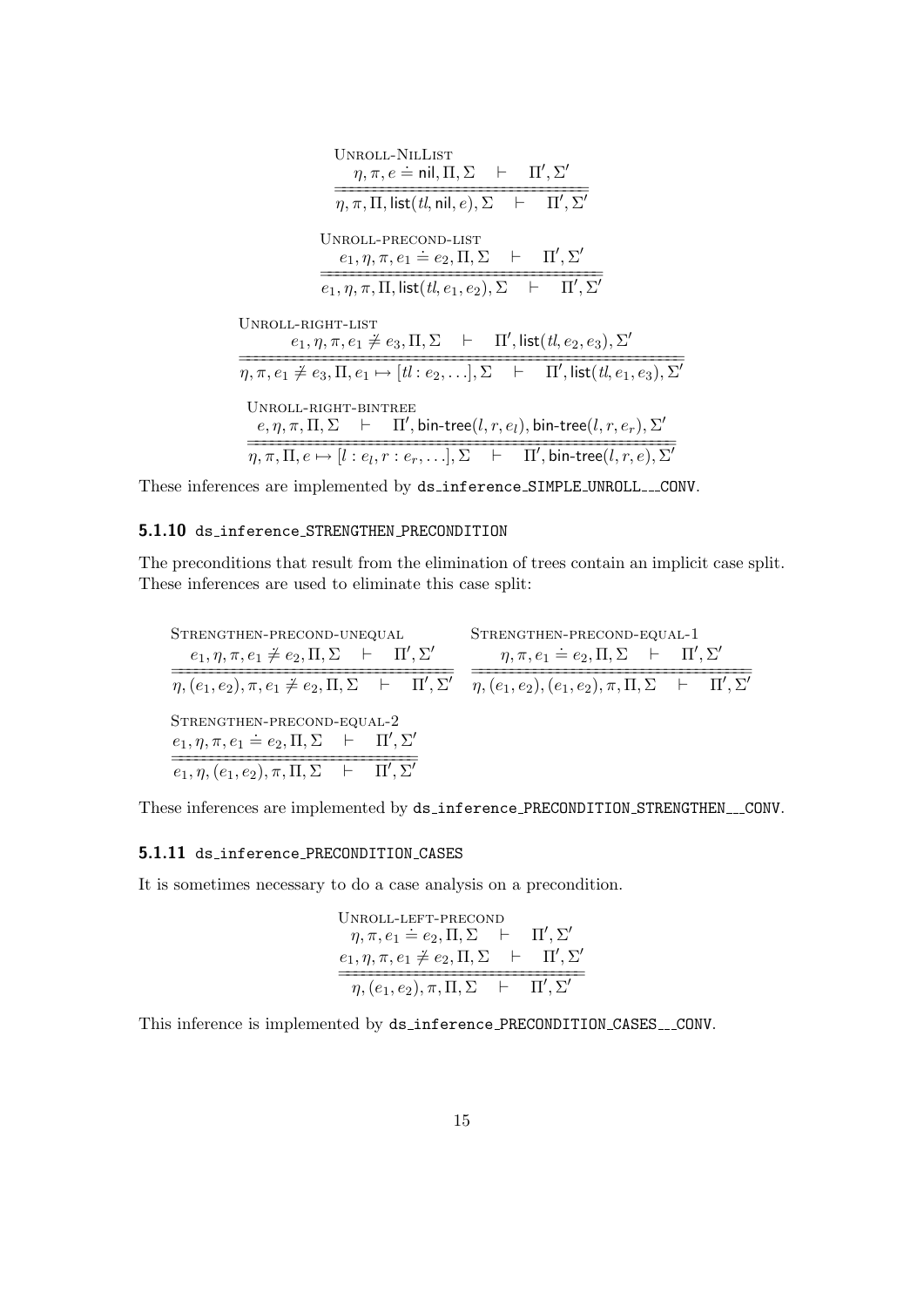UNROLL-NILLIST

$$\frac{\eta, \pi, e \doteq \mathsf{nil}, \Pi, \Sigma \quad \vdash \quad \Pi', \Sigma'}{\eta, \pi, \Pi, \mathsf{list}(\mathit{tl}, \mathsf{nil}, e), \Sigma \quad \vdash \quad \Pi', \Sigma'}$$

UNROLL-PRECOND-LIST

$$\frac{e_1, \eta, \pi, e_1 \doteq e_2, \Pi, \Sigma \quad \vdash \quad \Pi', \Sigma'}{e_1, \eta, \pi, \Pi, \mathsf{list}(\mathit{tl}, e_1, e_2), \Sigma \quad \vdash \quad \Pi', \Sigma'}$$

UNROLL-RIGHT-LIST

$$\frac{e_1, \eta, \pi, e_1 \not\doteq e_3, \Pi, \Sigma \quad \vdash \quad \Pi', \mathsf{list}(\mathit{tl}, e_2, e_3), \Sigma'}{\eta, \pi, e_1 \not\doteq e_3, \Pi, e_1 \mapsto [\mathit{tl} : e_2, \ldots], \Sigma \quad \vdash \quad \Pi', \mathsf{list}(\mathit{tl}, e_1, e_3), \Sigma'}$$

UNROLL-RIGHT-BINTREE

$$\frac{e, \eta, \pi, \Pi, \Sigma \quad \vdash \quad \Pi', \mathsf{bin\text{-}tree}(l, r, e_l), \mathsf{bin\text{-}tree}(l, r, e_r), \Sigma'}{\eta, \pi, \Pi, e \mapsto [l : e_l, r : e_r, \ldots], \Sigma \quad \vdash \quad \Pi', \mathsf{bin\text{-}tree}(l, r, e), \Sigma'}$$

These inferences are implemented by ds_inference_SIMPLE_UNROLL___CONV.

### 5.1.10 ds_inference_STRENGTHEN_PRECONDITION

The preconditions that result from the elimination of trees contain an implicit case split. These inferences are used to eliminate this case split:

STRENGTHEN-PRECOND-UNEQUAL

$$\frac{e_1, \eta, \pi, e_1 \not\doteq e_2, \Pi, \Sigma \quad \vdash \quad \Pi', \Sigma'}{\eta, (e_1, e_2), \pi, e_1 \not\doteq e_2, \Pi, \Sigma \quad \vdash \quad \Pi', \Sigma'}$$

STRENGTHEN-PRECOND-EQUAL-1

$$\frac{\eta, \pi, e_1 \doteq e_2, \Pi, \Sigma \quad \vdash \quad \Pi', \Sigma'}{\eta, (e_1, e_2), (e_1, e_2), \pi, \Pi, \Sigma \quad \vdash \quad \Pi', \Sigma'}$$

STRENGTHEN-PRECOND-EQUAL-2

$$\frac{e_1, \eta, \pi, e_1 \doteq e_2, \Pi, \Sigma \quad \vdash \quad \Pi', \Sigma'}{e_1, \eta, (e_1, e_2), \pi, \Pi, \Sigma \quad \vdash \quad \Pi', \Sigma'}$$

These inferences are implemented by ds_inference_PRECONDITION_STRENGTHEN___CONV.

### 5.1.11 ds_inference_PRECONDITION_CASES

It is sometimes necessary to do a case analysis on a precondition.

UNROLL-LEFT-PRECOND

$$\frac{\begin{array}{c}\eta, \pi, e_1 \doteq e_2, \Pi, \Sigma \quad \vdash \quad \Pi', \Sigma' \\ e_1, \eta, \pi, e_1 \not\doteq e_2, \Pi, \Sigma \quad \vdash \quad \Pi', \Sigma'\end{array}}{\eta, (e_1, e_2), \pi, \Pi, \Sigma \quad \vdash \quad \Pi', \Sigma'}$$

This inference is implemented by ds_inference_PRECONDITION_CASES__CONV.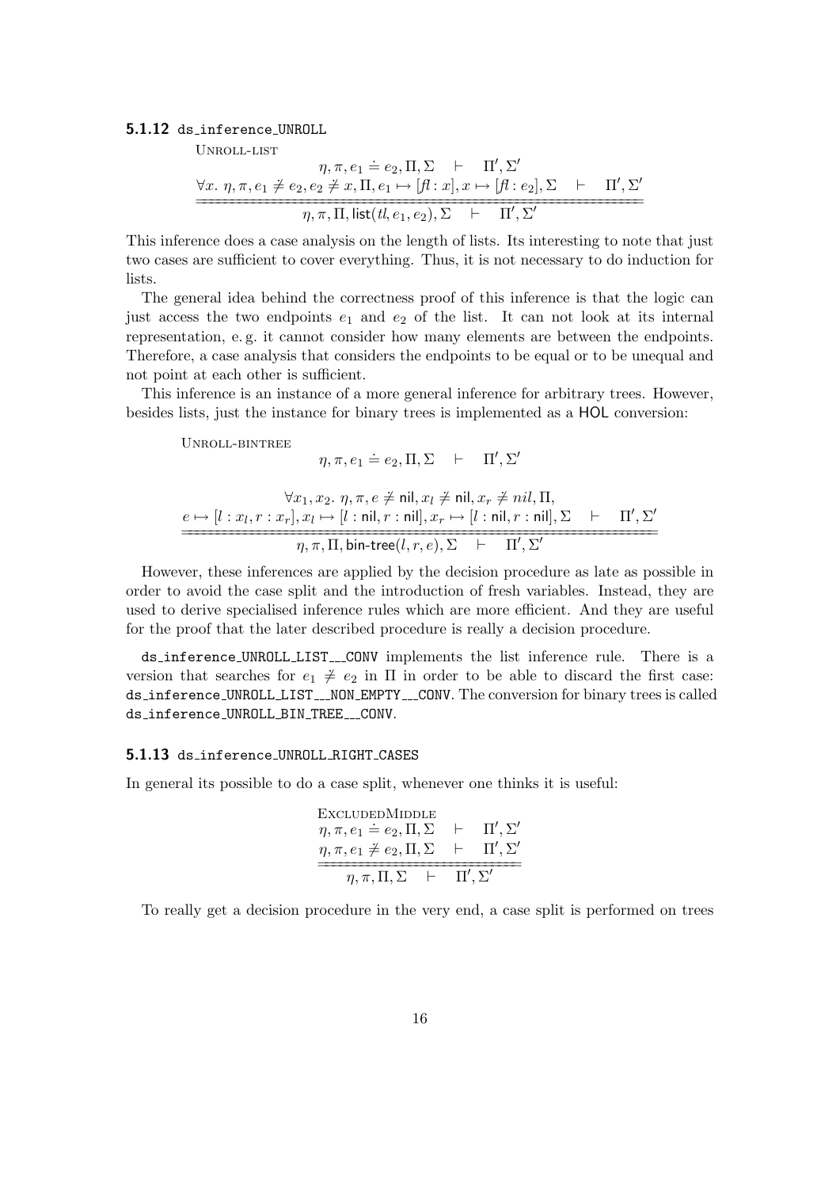#### 5.1.12 ds_inference_UNROLL

UNROLL-LIST

$$\dfrac{\begin{array}{c}\eta, \pi, e_1 \doteq e_2, \Pi, \Sigma \quad \vdash \quad \Pi', \Sigma' \\ \forall x.\ \eta, \pi, e_1 \not\doteq e_2, e_2 \not\doteq x, \Pi, e_1 \mapsto [\mathit{fl} : x], x \mapsto [\mathit{fl} : e_2], \Sigma \quad \vdash \quad \Pi', \Sigma'\end{array}}{\eta, \pi, \Pi, \mathsf{list}(\mathit{tl}, e_1, e_2), \Sigma \quad \vdash \quad \Pi', \Sigma'}$$

This inference does a case analysis on the length of lists. Its interesting to note that just two cases are sufficient to cover everything. Thus, it is not necessary to do induction for lists.

The general idea behind the correctness proof of this inference is that the logic can just access the two endpoints $e_1$ and $e_2$ of the list. It can not look at its internal representation, e. g. it cannot consider how many elements are between the endpoints. Therefore, a case analysis that considers the endpoints to be equal or to be unequal and not point at each other is sufficient.

This inference is an instance of a more general inference for arbitrary trees. However, besides lists, just the instance for binary trees is implemented as a HOL conversion:

UNROLL-BINTREE

$$\dfrac{\begin{array}{c}\eta, \pi, e_1 \doteq e_2, \Pi, \Sigma \quad \vdash \quad \Pi', \Sigma' \\[1em] \forall x_1, x_2.\ \eta, \pi, e \not\doteq \mathsf{nil}, x_l \not\doteq \mathsf{nil}, x_r \not\doteq nil, \Pi, \\ e \mapsto [l : x_l, r : x_r], x_l \mapsto [l : \mathsf{nil}, r : \mathsf{nil}], x_r \mapsto [l : \mathsf{nil}, r : \mathsf{nil}], \Sigma \quad \vdash \quad \Pi', \Sigma'\end{array}}{\eta, \pi, \Pi, \mathsf{bin\text{-}tree}(l, r, e), \Sigma \quad \vdash \quad \Pi', \Sigma'}$$

However, these inferences are applied by the decision procedure as late as possible in order to avoid the case split and the introduction of fresh variables. Instead, they are used to derive specialised inference rules which are more efficient. And they are useful for the proof that the later described procedure is really a decision procedure.

ds_inference_UNROLL_LIST___CONV implements the list inference rule. There is a version that searches for $e_1 \not\doteq e_2$ in $\Pi$ in order to be able to discard the first case: ds_inference_UNROLL_LIST___NON_EMPTY___CONV. The conversion for binary trees is called ds_inference_UNROLL_BIN_TREE___CONV.

#### 5.1.13 ds_inference_UNROLL_RIGHT_CASES

In general its possible to do a case split, whenever one thinks it is useful:

EXCLUDEDMIDDLE

$$\dfrac{\begin{array}{c}\eta, \pi, e_1 \doteq e_2, \Pi, \Sigma \quad \vdash \quad \Pi', \Sigma' \\ \eta, \pi, e_1 \not\doteq e_2, \Pi, \Sigma \quad \vdash \quad \Pi', \Sigma'\end{array}}{\eta, \pi, \Pi, \Sigma \quad \vdash \quad \Pi', \Sigma'}$$

To really get a decision procedure in the very end, a case split is performed on trees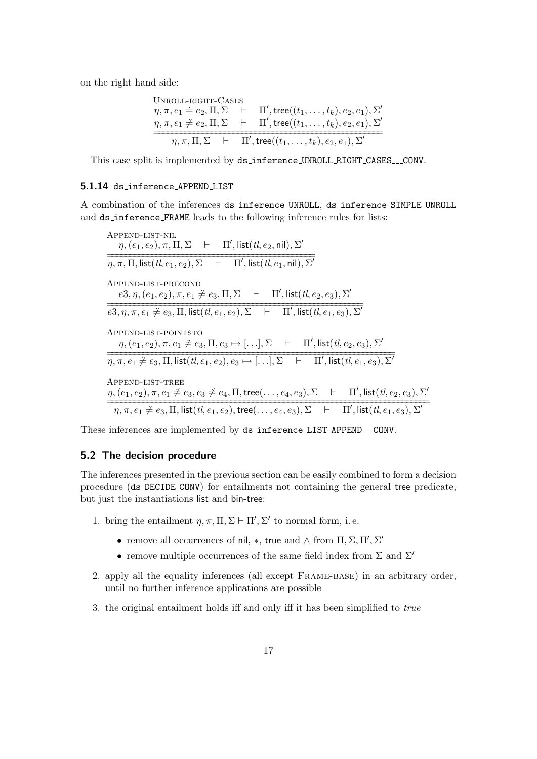on the right hand side:

$$
\textsc{Unroll-right-Cases}\quad
\frac{\begin{array}{lcl}\eta, \pi, e_1 \doteq e_2, \Pi, \Sigma & \vdash & \Pi', \mathsf{tree}((t_1,\ldots,t_k), e_2, e_1), \Sigma' \\ \eta, \pi, e_1 \not\doteq e_2, \Pi, \Sigma & \vdash & \Pi', \mathsf{tree}((t_1,\ldots,t_k), e_2, e_1), \Sigma'\end{array}}{\eta, \pi, \Pi, \Sigma \quad\vdash\quad \Pi', \mathsf{tree}((t_1,\ldots,t_k), e_2, e_1), \Sigma'}
$$

This case split is implemented by ds_inference_UNROLL_RIGHT_CASES___CONV.

### 5.1.14 ds_inference_APPEND_LIST

A combination of the inferences ds_inference_UNROLL, ds_inference_SIMPLE_UNROLL and ds_inference_FRAME leads to the following inference rules for lists:

$$
\textsc{Append-list-nil}\quad
\frac{\eta, (e_1, e_2), \pi, \Pi, \Sigma \quad\vdash\quad \Pi', \mathsf{list}(tl, e_2, \mathsf{nil}), \Sigma'}{\eta, \pi, \Pi, \mathsf{list}(tl, e_1, e_2), \Sigma \quad\vdash\quad \Pi', \mathsf{list}(tl, e_1, \mathsf{nil}), \Sigma'}
$$

$$
\textsc{Append-list-precond}\quad
\frac{e3, \eta, (e_1, e_2), \pi, e_1 \not\doteq e_3, \Pi, \Sigma \quad\vdash\quad \Pi', \mathsf{list}(tl, e_2, e_3), \Sigma'}{e3, \eta, \pi, e_1 \not\doteq e_3, \Pi, \mathsf{list}(tl, e_1, e_2), \Sigma \quad\vdash\quad \Pi', \mathsf{list}(tl, e_1, e_3), \Sigma'}
$$

$$
\textsc{Append-list-pointsto}\quad
\frac{\eta, (e_1, e_2), \pi, e_1 \not\doteq e_3, \Pi, e_3 \mapsto [\ldots], \Sigma \quad\vdash\quad \Pi', \mathsf{list}(tl, e_2, e_3), \Sigma'}{\eta, \pi, e_1 \not\doteq e_3, \Pi, \mathsf{list}(tl, e_1, e_2), e_3 \mapsto [\ldots], \Sigma \quad\vdash\quad \Pi', \mathsf{list}(tl, e_1, e_3), \Sigma'}
$$

$$
\textsc{Append-list-tree}\quad
\frac{\eta, (e_1, e_2), \pi, e_1 \not\doteq e_3, e_3 \not\doteq e_4, \Pi, \mathsf{tree}(\ldots, e_4, e_3), \Sigma \quad\vdash\quad \Pi', \mathsf{list}(tl, e_2, e_3), \Sigma'}{\eta, \pi, e_1 \not\doteq e_3, \Pi, \mathsf{list}(tl, e_1, e_2), \mathsf{tree}(\ldots, e_4, e_3), \Sigma \quad\vdash\quad \Pi', \mathsf{list}(tl, e_1, e_3), \Sigma'}
$$

These inferences are implemented by ds_inference_LIST_APPEND___CONV.

## 5.2 The decision procedure

The inferences presented in the previous section can be easily combined to form a decision procedure (ds_DECIDE_CONV) for entailments not containing the general tree predicate, but just the instantiations list and bin-tree:

1. bring the entailment $\eta, \pi, \Pi, \Sigma \vdash \Pi', \Sigma'$ to normal form, i. e.
   - remove all occurrences of nil, $*$, true and $\wedge$ from $\Pi, \Sigma, \Pi', \Sigma'$
   - remove multiple occurrences of the same field index from $\Sigma$ and $\Sigma'$
2. apply all the equality inferences (all except Frame-base) in an arbitrary order, until no further inference applications are possible
3. the original entailment holds iff and only iff it has been simplified to *true*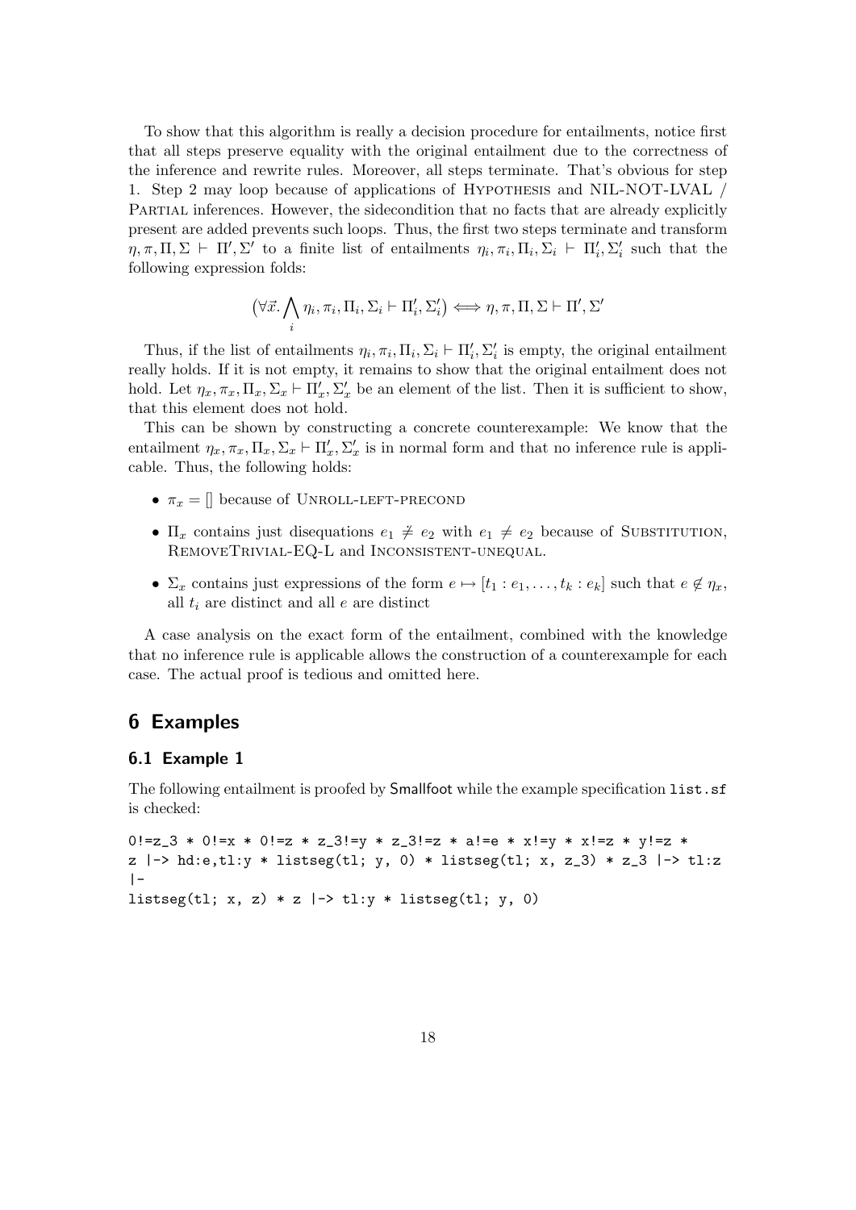To show that this algorithm is really a decision procedure for entailments, notice first that all steps preserve equality with the original entailment due to the correctness of the inference and rewrite rules. Moreover, all steps terminate. That's obvious for step 1. Step 2 may loop because of applications of Hypothesis and NIL-NOT-LVAL / Partial inferences. However, the sidecondition that no facts that are already explicitly present are added prevents such loops. Thus, the first two steps terminate and transform $\eta, \pi, \Pi, \Sigma \vdash \Pi', \Sigma'$ to a finite list of entailments $\eta_i, \pi_i, \Pi_i, \Sigma_i \vdash \Pi'_i, \Sigma'_i$ such that the following expression folds:

$$\left(\forall \vec{x}. \bigwedge_i \eta_i, \pi_i, \Pi_i, \Sigma_i \vdash \Pi'_i, \Sigma'_i\right) \Longleftrightarrow \eta, \pi, \Pi, \Sigma \vdash \Pi', \Sigma'$$

Thus, if the list of entailments $\eta_i, \pi_i, \Pi_i, \Sigma_i \vdash \Pi'_i, \Sigma'_i$ is empty, the original entailment really holds. If it is not empty, it remains to show that the original entailment does not hold. Let $\eta_x, \pi_x, \Pi_x, \Sigma_x \vdash \Pi'_x, \Sigma'_x$ be an element of the list. Then it is sufficient to show, that this element does not hold.

This can be shown by constructing a concrete counterexample: We know that the entailment $\eta_x, \pi_x, \Pi_x, \Sigma_x \vdash \Pi'_x, \Sigma'_x$ is in normal form and that no inference rule is applicable. Thus, the following holds:

- $\pi_x = []$ because of Unroll-left-precond
- $\Pi_x$ contains just disequations $e_1 \neq e_2$ with $e_1 \neq e_2$ because of Substitution, RemoveTrivial-EQ-L and Inconsistent-unequal.
- $\Sigma_x$ contains just expressions of the form $e \mapsto [t_1 : e_1, \ldots, t_k : e_k]$ such that $e \notin \eta_x$, all $t_i$ are distinct and all $e$ are distinct

A case analysis on the exact form of the entailment, combined with the knowledge that no inference rule is applicable allows the construction of a counterexample for each case. The actual proof is tedious and omitted here.

# 6 Examples

## 6.1 Example 1

The following entailment is proofed by Smallfoot while the example specification `list.sf` is checked:

```
0!=z_3 * 0!=x * 0!=z * z_3!=y * z_3!=z * a!=e * x!=y * x!=z * y!=z *
z |-> hd:e,tl:y * listseg(tl; y, 0) * listseg(tl; x, z_3) * z_3 |-> tl:z
|-
listseg(tl; x, z) * z |-> tl:y * listseg(tl; y, 0)
```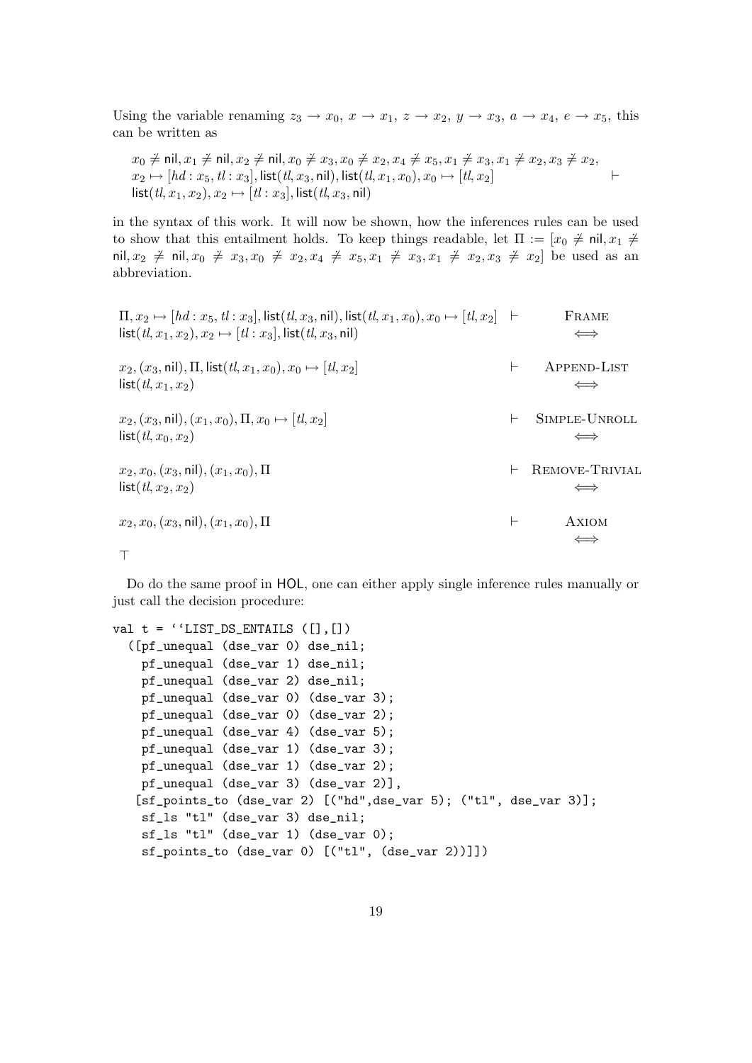Using the variable renaming $z_3 \to x_0$, $x \to x_1$, $z \to x_2$, $y \to x_3$, $a \to x_4$, $e \to x_5$, this can be written as

$$\begin{array}{l} x_0 \neq \mathsf{nil}, x_1 \neq \mathsf{nil}, x_2 \neq \mathsf{nil}, x_0 \neq x_3, x_0 \neq x_2, x_4 \neq x_5, x_1 \neq x_3, x_1 \neq x_2, x_3 \neq x_2, \\ x_2 \mapsto [hd : x_5, tl : x_3], \mathsf{list}(tl, x_3, \mathsf{nil}), \mathsf{list}(tl, x_1, x_0), x_0 \mapsto [tl, x_2] \qquad \vdash \\ \mathsf{list}(tl, x_1, x_2), x_2 \mapsto [tl : x_3], \mathsf{list}(tl, x_3, \mathsf{nil}) \end{array}$$

in the syntax of this work. It will now be shown, how the inferences rules can be used to show that this entailment holds. To keep things readable, let $\Pi := [x_0 \neq \mathsf{nil}, x_1 \neq \mathsf{nil}, x_2 \neq \mathsf{nil}, x_0 \neq x_3, x_0 \neq x_2, x_4 \neq x_5, x_1 \neq x_3, x_1 \neq x_2, x_3 \neq x_2]$ be used as an abbreviation.

$$\begin{array}{llc}
\Pi, x_2 \mapsto [hd : x_5, tl : x_3], \mathsf{list}(tl, x_3, \mathsf{nil}), \mathsf{list}(tl, x_1, x_0), x_0 \mapsto [tl, x_2] & \vdash & \textsc{Frame} \\
\mathsf{list}(tl, x_1, x_2), x_2 \mapsto [tl : x_3], \mathsf{list}(tl, x_3, \mathsf{nil}) & & \Longleftrightarrow \\[1em]
x_2, (x_3, \mathsf{nil}), \Pi, \mathsf{list}(tl, x_1, x_0), x_0 \mapsto [tl, x_2] & \vdash & \textsc{Append-List} \\
\mathsf{list}(tl, x_1, x_2) & & \Longleftrightarrow \\[1em]
x_2, (x_3, \mathsf{nil}), (x_1, x_0), \Pi, x_0 \mapsto [tl, x_2] & \vdash & \textsc{Simple-Unroll} \\
\mathsf{list}(tl, x_0, x_2) & & \Longleftrightarrow \\[1em]
x_2, x_0, (x_3, \mathsf{nil}), (x_1, x_0), \Pi & \vdash & \textsc{Remove-Trivial} \\
\mathsf{list}(tl, x_2, x_2) & & \Longleftrightarrow \\[1em]
x_2, x_0, (x_3, \mathsf{nil}), (x_1, x_0), \Pi & \vdash & \textsc{Axiom} \\
 & & \Longleftrightarrow \\
\top & &
\end{array}$$

Do do the same proof in HOL, one can either apply single inference rules manually or just call the decision procedure:

```
val t = ``LIST_DS_ENTAILS ([],[])
  ([pf_unequal (dse_var 0) dse_nil;
    pf_unequal (dse_var 1) dse_nil;
    pf_unequal (dse_var 2) dse_nil;
    pf_unequal (dse_var 0) (dse_var 3);
    pf_unequal (dse_var 0) (dse_var 2);
    pf_unequal (dse_var 4) (dse_var 5);
    pf_unequal (dse_var 1) (dse_var 3);
    pf_unequal (dse_var 1) (dse_var 2);
    pf_unequal (dse_var 3) (dse_var 2)],
   [sf_points_to (dse_var 2) [("hd",dse_var 5); ("tl", dse_var 3)];
    sf_ls "tl" (dse_var 3) dse_nil;
    sf_ls "tl" (dse_var 1) (dse_var 0);
    sf_points_to (dse_var 0) [("tl", (dse_var 2))]])
```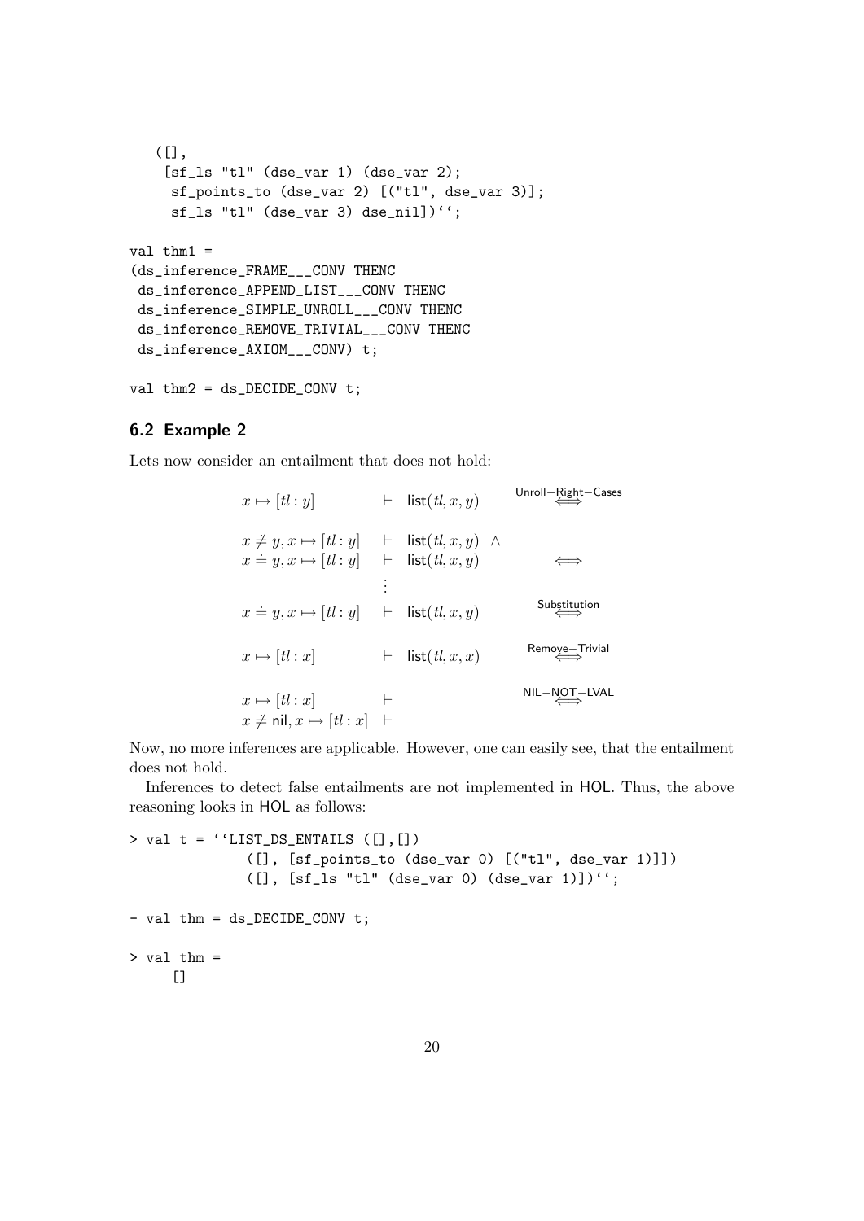```
  ([],
   [sf_ls "tl" (dse_var 1) (dse_var 2);
    sf_points_to (dse_var 2) [("tl", dse_var 3)];
    sf_ls "tl" (dse_var 3) dse_nil])``;

val thm1 =
(ds_inference_FRAME___CONV THENC
 ds_inference_APPEND_LIST___CONV THENC
 ds_inference_SIMPLE_UNROLL___CONV THENC
 ds_inference_REMOVE_TRIVIAL___CONV THENC
 ds_inference_AXIOM___CONV) t;

val thm2 = ds_DECIDE_CONV t;
```

### 6.2 Example 2

Lets now consider an entailment that does not hold:

$$
\begin{array}{lll}
x \mapsto [tl : y] & \vdash \ \mathsf{list}(tl, x, y) & \overset{\text{Unroll-Right-Cases}}{\Longleftrightarrow} \\[1em]
x \neq y, x \mapsto [tl : y] & \vdash \ \mathsf{list}(tl, x, y) \ \wedge & \\
x \doteq y, x \mapsto [tl : y] & \vdash \ \mathsf{list}(tl, x, y) & \Longleftrightarrow \\
& \vdots & \\
x \doteq y, x \mapsto [tl : y] & \vdash \ \mathsf{list}(tl, x, y) & \overset{\text{Substitution}}{\Longleftrightarrow} \\[1em]
x \mapsto [tl : x] & \vdash \ \mathsf{list}(tl, x, x) & \overset{\text{Remove-Trivial}}{\Longleftrightarrow} \\[1em]
x \mapsto [tl : x] & \vdash & \overset{\text{NIL-NOT-LVAL}}{\Longleftrightarrow} \\
x \neq \mathsf{nil}, x \mapsto [tl : x] & \vdash &
\end{array}
$$

Now, no more inferences are applicable. However, one can easily see, that the entailment does not hold.

Inferences to detect false entailments are not implemented in HOL. Thus, the above reasoning looks in HOL as follows:

```
> val t = ``LIST_DS_ENTAILS ([],[])
              ([], [sf_points_to (dse_var 0) [("tl", dse_var 1)]])
              ([], [sf_ls "tl" (dse_var 0) (dse_var 1)])``;

- val thm = ds_DECIDE_CONV t;

> val thm =
     []
```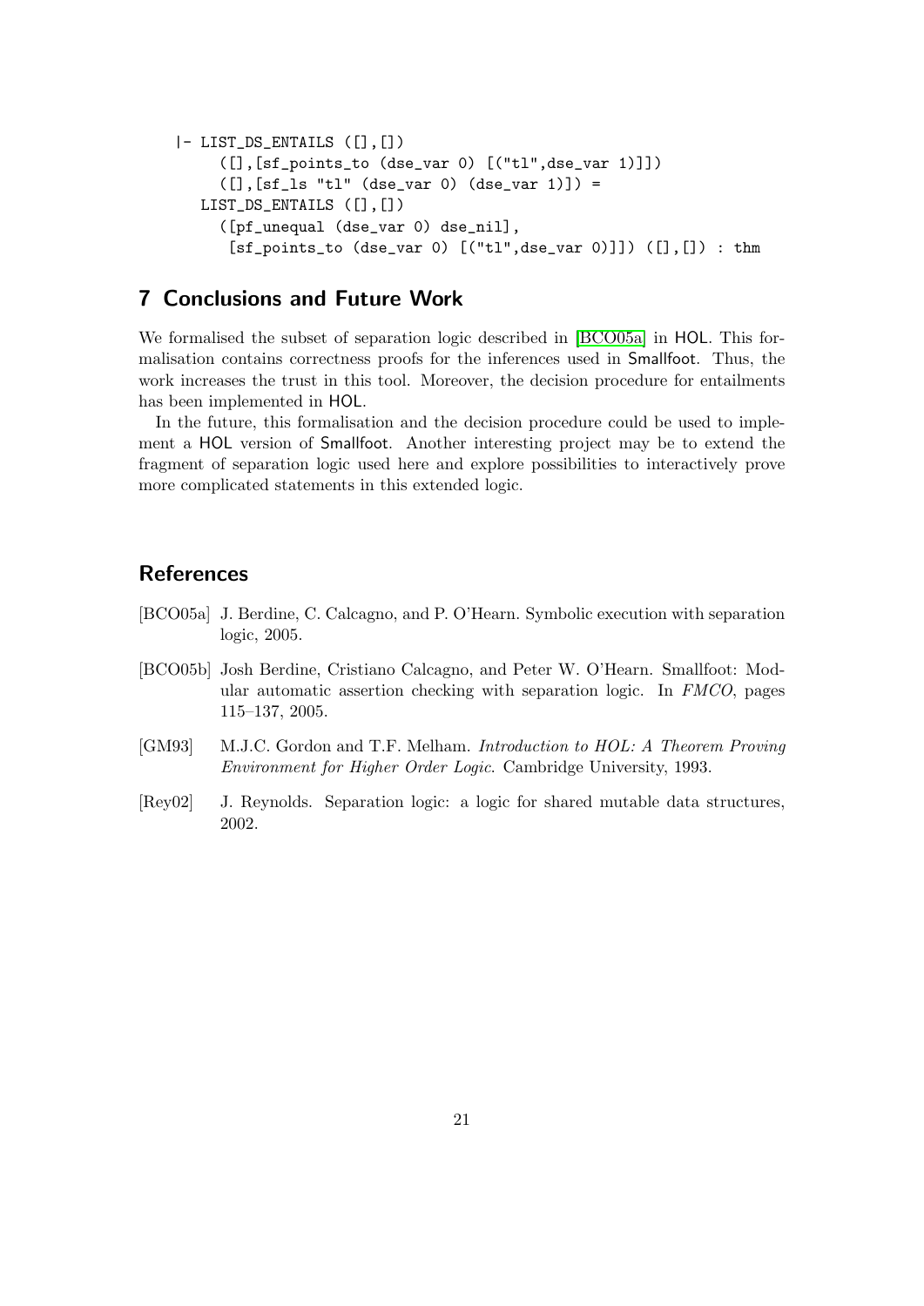```
|- LIST_DS_ENTAILS ([],[])
     ([],[sf_points_to (dse_var 0) [("tl",dse_var 1)]])
     ([],[sf_ls "tl" (dse_var 0) (dse_var 1)]) =
   LIST_DS_ENTAILS ([],[])
     ([pf_unequal (dse_var 0) dse_nil],
      [sf_points_to (dse_var 0) [("tl",dse_var 0)]]) ([],[]) : thm
```

## 7 Conclusions and Future Work

We formalised the subset of separation logic described in [BCO05a] in HOL. This formalisation contains correctness proofs for the inferences used in Smallfoot. Thus, the work increases the trust in this tool. Moreover, the decision procedure for entailments has been implemented in HOL.

In the future, this formalisation and the decision procedure could be used to implement a HOL version of Smallfoot. Another interesting project may be to extend the fragment of separation logic used here and explore possibilities to interactively prove more complicated statements in this extended logic.

## References

[BCO05a] J. Berdine, C. Calcagno, and P. O'Hearn. Symbolic execution with separation logic, 2005.

[BCO05b] Josh Berdine, Cristiano Calcagno, and Peter W. O'Hearn. Smallfoot: Modular automatic assertion checking with separation logic. In *FMCO*, pages 115–137, 2005.

[GM93] M.J.C. Gordon and T.F. Melham. *Introduction to HOL: A Theorem Proving Environment for Higher Order Logic*. Cambridge University, 1993.

[Rey02] J. Reynolds. Separation logic: a logic for shared mutable data structures, 2002.